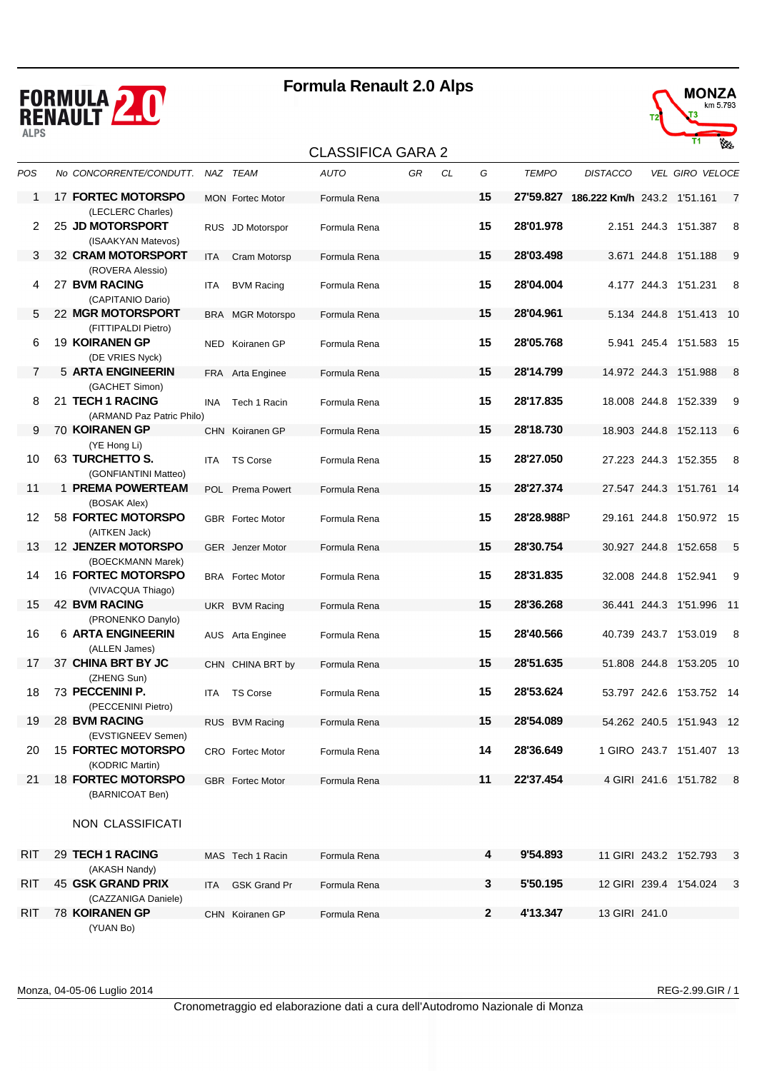# Formula Renault 2.0 Alps

MONZA km 5.793

## CLASSIFICA GARA 2

| POS | No | CONCORRENTE/CONDUTT. | NAZ | TEAM | AUTO | GR | CL | G | TEMPO | DISTACCO | VEL | GIRO | VELOCE |
|---|---|---|---|---|---|---|---|---|---|---|---|---|---|
| 1 | 17 | **FORTEC MOTORSPO** (LECLERC Charles) | MON | Fortec Motor | Formula Rena | | | **15** | **27'59.827** | **186.222 Km/h** | 243.2 | 1'51.161 | 7 |
| 2 | 25 | **JD MOTORSPORT** (ISAAKYAN Matevos) | RUS | JD Motorspor | Formula Rena | | | **15** | **28'01.978** | 2.151 | 244.3 | 1'51.387 | 8 |
| 3 | 32 | **CRAM MOTORSPORT** (ROVERA Alessio) | ITA | Cram Motorsp | Formula Rena | | | **15** | **28'03.498** | 3.671 | 244.8 | 1'51.188 | 9 |
| 4 | 27 | **BVM RACING** (CAPITANIO Dario) | ITA | BVM Racing | Formula Rena | | | **15** | **28'04.004** | 4.177 | 244.3 | 1'51.231 | 8 |
| 5 | 22 | **MGR MOTORSPORT** (FITTIPALDI Pietro) | BRA | MGR Motorspo | Formula Rena | | | **15** | **28'04.961** | 5.134 | 244.8 | 1'51.413 | 10 |
| 6 | 19 | **KOIRANEN GP** (DE VRIES Nyck) | NED | Koiranen GP | Formula Rena | | | **15** | **28'05.768** | 5.941 | 245.4 | 1'51.583 | 15 |
| 7 | 5 | **ARTA ENGINEERIN** (GACHET Simon) | FRA | Arta Enginee | Formula Rena | | | **15** | **28'14.799** | 14.972 | 244.3 | 1'51.988 | 8 |
| 8 | 21 | **TECH 1 RACING** (ARMAND Paz Patric Philo) | INA | Tech 1 Racin | Formula Rena | | | **15** | **28'17.835** | 18.008 | 244.8 | 1'52.339 | 9 |
| 9 | 70 | **KOIRANEN GP** (YE Hong Li) | CHN | Koiranen GP | Formula Rena | | | **15** | **28'18.730** | 18.903 | 244.8 | 1'52.113 | 6 |
| 10 | 63 | **TURCHETTO S.** (GONFIANTINI Matteo) | ITA | TS Corse | Formula Rena | | | **15** | **28'27.050** | 27.223 | 244.3 | 1'52.355 | 8 |
| 11 | 1 | **PREMA POWERTEAM** (BOSAK Alex) | POL | Prema Powert | Formula Rena | | | **15** | **28'27.374** | 27.547 | 244.3 | 1'51.761 | 14 |
| 12 | 58 | **FORTEC MOTORSPO** (AITKEN Jack) | GBR | Fortec Motor | Formula Rena | | | **15** | **28'28.988P** | 29.161 | 244.8 | 1'50.972 | 15 |
| 13 | 12 | **JENZER MOTORSPO** (BOECKMANN Marek) | GER | Jenzer Motor | Formula Rena | | | **15** | **28'30.754** | 30.927 | 244.8 | 1'52.658 | 5 |
| 14 | 16 | **FORTEC MOTORSPO** (VIVACQUA Thiago) | BRA | Fortec Motor | Formula Rena | | | **15** | **28'31.835** | 32.008 | 244.8 | 1'52.941 | 9 |
| 15 | 42 | **BVM RACING** (PRONENKO Danylo) | UKR | BVM Racing | Formula Rena | | | **15** | **28'36.268** | 36.441 | 244.3 | 1'51.996 | 11 |
| 16 | 6 | **ARTA ENGINEERIN** (ALLEN James) | AUS | Arta Enginee | Formula Rena | | | **15** | **28'40.566** | 40.739 | 243.7 | 1'53.019 | 8 |
| 17 | 37 | **CHINA BRT BY JC** (ZHENG Sun) | CHN | CHINA BRT by | Formula Rena | | | **15** | **28'51.635** | 51.808 | 244.8 | 1'53.205 | 10 |
| 18 | 73 | **PECCENINI P.** (PECCENINI Pietro) | ITA | TS Corse | Formula Rena | | | **15** | **28'53.624** | 53.797 | 242.6 | 1'53.752 | 14 |
| 19 | 28 | **BVM RACING** (EVSTIGNEEV Semen) | RUS | BVM Racing | Formula Rena | | | **15** | **28'54.089** | 54.262 | 240.5 | 1'51.943 | 12 |
| 20 | 15 | **FORTEC MOTORSPO** (KODRIC Martin) | CRO | Fortec Motor | Formula Rena | | | **14** | **28'36.649** | 1 GIRO | 243.7 | 1'51.407 | 13 |
| 21 | 18 | **FORTEC MOTORSPO** (BARNICOAT Ben) | GBR | Fortec Motor | Formula Rena | | | **11** | **22'37.454** | 4 GIRI | 241.6 | 1'51.782 | 8 |

NON CLASSIFICATI

| POS | No | CONCORRENTE/CONDUTT. | NAZ | TEAM | AUTO | GR | CL | G | TEMPO | DISTACCO | VEL | GIRO | VELOCE |
|---|---|---|---|---|---|---|---|---|---|---|---|---|---|
| RIT | 29 | **TECH 1 RACING** (AKASH Nandy) | MAS | Tech 1 Racin | Formula Rena | | | **4** | **9'54.893** | 11 GIRI | 243.2 | 1'52.793 | 3 |
| RIT | 45 | **GSK GRAND PRIX** (CAZZANIGA Daniele) | ITA | GSK Grand Pr | Formula Rena | | | **3** | **5'50.195** | 12 GIRI | 239.4 | 1'54.024 | 3 |
| RIT | 78 | **KOIRANEN GP** (YUAN Bo) | CHN | Koiranen GP | Formula Rena | | | **2** | **4'13.347** | 13 GIRI | 241.0 | | |

Monza, 04-05-06 Luglio 2014 — REG-2.99.GIR / 1

Cronometraggio ed elaborazione dati a cura dell'Autodromo Nazionale di Monza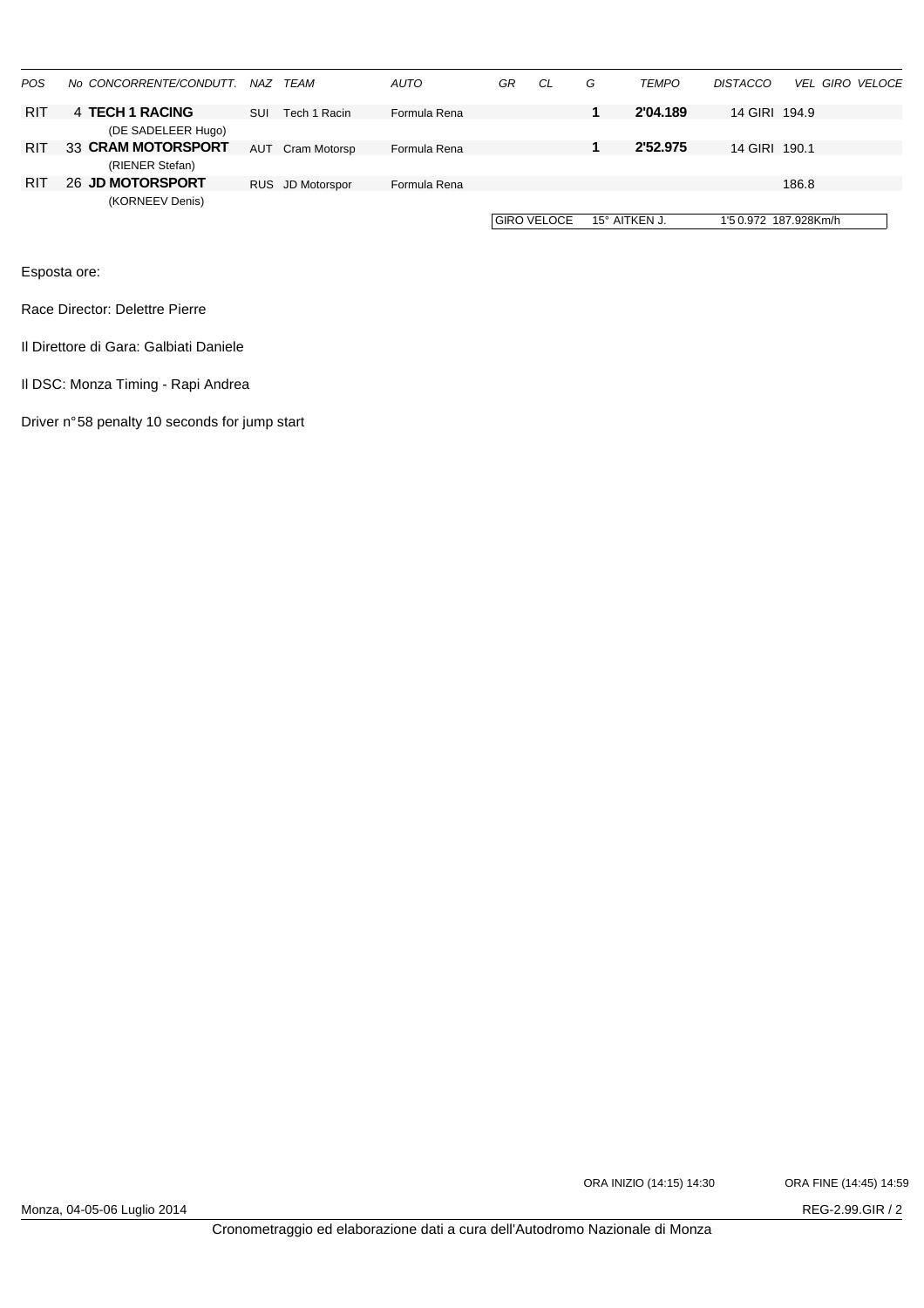| POS | No CONCORRENTE/CONDUTT. | NAZ | TEAM | AUTO | GR | CL | G | TEMPO | DISTACCO | VEL GIRO VELOCE |
|---|---|---|---|---|---|---|---|---|---|---|
| RIT | 4 **TECH 1 RACING** (DE SADELEER Hugo) | SUI | Tech 1 Racin | Formula Rena | | | **1** | **2'04.189** | 14 GIRI | 194.9 |
| RIT | 33 **CRAM MOTORSPORT** (RIENER Stefan) | AUT | Cram Motorsp | Formula Rena | | | **1** | **2'52.975** | 14 GIRI | 190.1 |
| RIT | 26 **JD MOTORSPORT** (KORNEEV Denis) | RUS | JD Motorspor | Formula Rena | | | | | | 186.8 |

| GIRO VELOCE | 15° AITKEN J. | 1'5 0.972 187.928Km/h |
|---|---|---|

Esposta ore:

Race Director: Delettre Pierre

Il Direttore di Gara: Galbiati Daniele

Il DSC: Monza Timing - Rapi Andrea

Driver n°58 penalty 10 seconds for jump start

ORA INIZIO (14:15) 14:30

ORA FINE (14:45) 14:59

Monza, 04-05-06 Luglio 2014

REG-2.99.GIR / 2

Cronometraggio ed elaborazione dati a cura dell'Autodromo Nazionale di Monza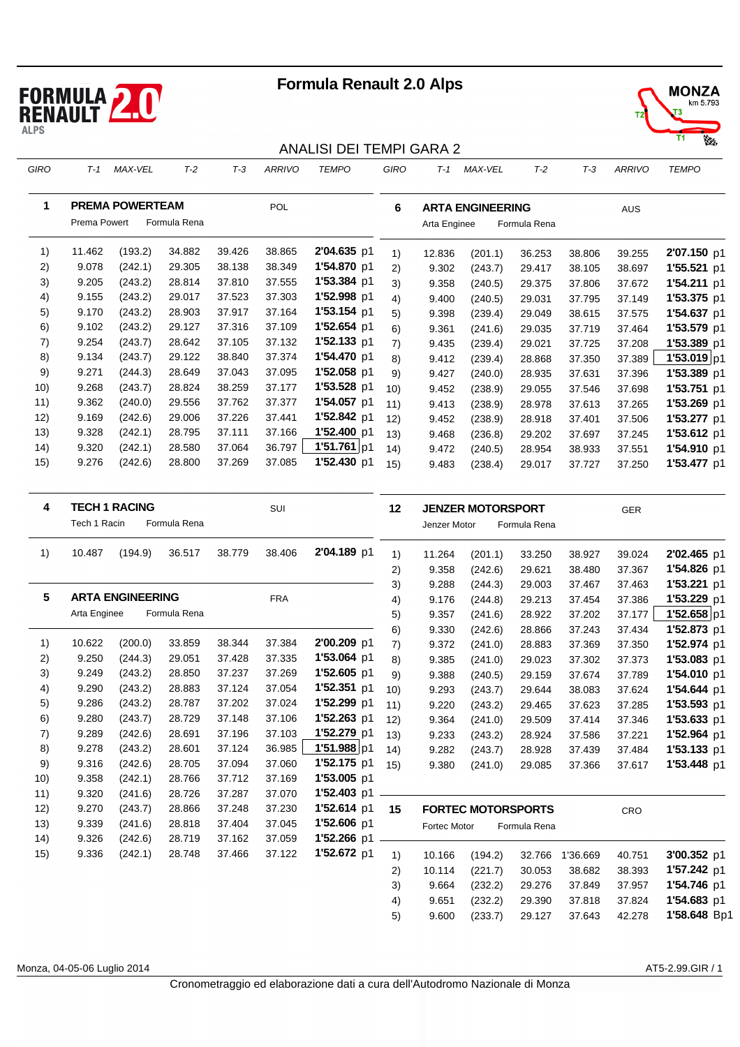# Formula Renault 2.0 Alps

MONZA km 5.793

## ANALISI DEI TEMPI GARA 2

### 1 PREMA POWERTEAM — POL

Prema Powert — Formula Rena

| GIRO | T-1 | MAX-VEL | T-2 | T-3 | ARRIVO | TEMPO |
|---|---|---|---|---|---|---|
| 1) | 11.462 | (193.2) | 34.882 | 39.426 | 38.865 | 2'04.635 p1 |
| 2) | 9.078 | (242.1) | 29.305 | 38.138 | 38.349 | 1'54.870 p1 |
| 3) | 9.205 | (243.2) | 28.814 | 37.810 | 37.555 | 1'53.384 p1 |
| 4) | 9.155 | (243.2) | 29.017 | 37.523 | 37.303 | 1'52.998 p1 |
| 5) | 9.170 | (243.2) | 28.903 | 37.917 | 37.164 | 1'53.154 p1 |
| 6) | 9.102 | (243.2) | 29.127 | 37.316 | 37.109 | 1'52.654 p1 |
| 7) | 9.254 | (243.7) | 28.642 | 37.105 | 37.132 | 1'52.133 p1 |
| 8) | 9.134 | (243.7) | 29.122 | 38.840 | 37.374 | 1'54.470 p1 |
| 9) | 9.271 | (244.3) | 28.649 | 37.043 | 37.095 | 1'52.058 p1 |
| 10) | 9.268 | (243.7) | 28.824 | 38.259 | 37.177 | 1'53.528 p1 |
| 11) | 9.362 | (240.0) | 29.556 | 37.762 | 37.377 | 1'54.057 p1 |
| 12) | 9.169 | (242.6) | 29.006 | 37.226 | 37.441 | 1'52.842 p1 |
| 13) | 9.328 | (242.1) | 28.795 | 37.111 | 37.166 | 1'52.400 p1 |
| 14) | 9.320 | (242.1) | 28.580 | 37.064 | 36.797 | **1'51.761** p1 |
| 15) | 9.276 | (242.6) | 28.800 | 37.269 | 37.085 | 1'52.430 p1 |

### 4 TECH 1 RACING — SUI

Tech 1 Racin — Formula Rena

| GIRO | T-1 | MAX-VEL | T-2 | T-3 | ARRIVO | TEMPO |
|---|---|---|---|---|---|---|
| 1) | 10.487 | (194.9) | 36.517 | 38.779 | 38.406 | 2'04.189 p1 |

### 5 ARTA ENGINEERING — FRA

Arta Enginee — Formula Rena

| GIRO | T-1 | MAX-VEL | T-2 | T-3 | ARRIVO | TEMPO |
|---|---|---|---|---|---|---|
| 1) | 10.622 | (200.0) | 33.859 | 38.344 | 37.384 | 2'00.209 p1 |
| 2) | 9.250 | (244.3) | 29.051 | 37.428 | 37.335 | 1'53.064 p1 |
| 3) | 9.249 | (243.2) | 28.850 | 37.237 | 37.269 | 1'52.605 p1 |
| 4) | 9.290 | (243.2) | 28.883 | 37.124 | 37.054 | 1'52.351 p1 |
| 5) | 9.286 | (243.2) | 28.787 | 37.202 | 37.024 | 1'52.299 p1 |
| 6) | 9.280 | (243.7) | 28.729 | 37.148 | 37.106 | 1'52.263 p1 |
| 7) | 9.289 | (242.6) | 28.691 | 37.196 | 37.103 | 1'52.279 p1 |
| 8) | 9.278 | (243.2) | 28.601 | 37.124 | 36.985 | **1'51.988** p1 |
| 9) | 9.316 | (242.6) | 28.705 | 37.094 | 37.060 | 1'52.175 p1 |
| 10) | 9.358 | (242.1) | 28.766 | 37.712 | 37.169 | 1'53.005 p1 |
| 11) | 9.320 | (241.6) | 28.726 | 37.287 | 37.070 | 1'52.403 p1 |
| 12) | 9.270 | (243.7) | 28.866 | 37.248 | 37.230 | 1'52.614 p1 |
| 13) | 9.339 | (241.6) | 28.818 | 37.404 | 37.045 | 1'52.606 p1 |
| 14) | 9.326 | (242.6) | 28.719 | 37.162 | 37.059 | 1'52.266 p1 |
| 15) | 9.336 | (242.1) | 28.748 | 37.466 | 37.122 | 1'52.672 p1 |

### 6 ARTA ENGINEERING — AUS

Arta Enginee — Formula Rena

| GIRO | T-1 | MAX-VEL | T-2 | T-3 | ARRIVO | TEMPO |
|---|---|---|---|---|---|---|
| 1) | 12.836 | (201.1) | 36.253 | 38.806 | 39.255 | 2'07.150 p1 |
| 2) | 9.302 | (243.7) | 29.417 | 38.105 | 38.697 | 1'55.521 p1 |
| 3) | 9.358 | (240.5) | 29.375 | 37.806 | 37.672 | 1'54.211 p1 |
| 4) | 9.400 | (240.5) | 29.031 | 37.795 | 37.149 | 1'53.375 p1 |
| 5) | 9.398 | (239.4) | 29.049 | 38.615 | 37.575 | 1'54.637 p1 |
| 6) | 9.361 | (241.6) | 29.035 | 37.719 | 37.464 | 1'53.579 p1 |
| 7) | 9.435 | (239.4) | 29.021 | 37.725 | 37.208 | 1'53.389 p1 |
| 8) | 9.412 | (239.4) | 28.868 | 37.350 | 37.389 | **1'53.019** p1 |
| 9) | 9.427 | (240.0) | 28.935 | 37.631 | 37.396 | 1'53.389 p1 |
| 10) | 9.452 | (238.9) | 29.055 | 37.546 | 37.698 | 1'53.751 p1 |
| 11) | 9.413 | (238.9) | 28.978 | 37.613 | 37.265 | 1'53.269 p1 |
| 12) | 9.452 | (238.9) | 28.918 | 37.401 | 37.506 | 1'53.277 p1 |
| 13) | 9.468 | (236.8) | 29.202 | 37.697 | 37.245 | 1'53.612 p1 |
| 14) | 9.472 | (240.5) | 28.954 | 38.933 | 37.551 | 1'54.910 p1 |
| 15) | 9.483 | (238.4) | 29.017 | 37.727 | 37.250 | 1'53.477 p1 |

### 12 JENZER MOTORSPORT — GER

Jenzer Motor — Formula Rena

| GIRO | T-1 | MAX-VEL | T-2 | T-3 | ARRIVO | TEMPO |
|---|---|---|---|---|---|---|
| 1) | 11.264 | (201.1) | 33.250 | 38.927 | 39.024 | 2'02.465 p1 |
| 2) | 9.358 | (242.6) | 29.621 | 38.480 | 37.367 | 1'54.826 p1 |
| 3) | 9.288 | (244.3) | 29.003 | 37.467 | 37.463 | 1'53.221 p1 |
| 4) | 9.176 | (244.8) | 29.213 | 37.454 | 37.386 | 1'53.229 p1 |
| 5) | 9.357 | (241.6) | 28.922 | 37.202 | 37.177 | **1'52.658** p1 |
| 6) | 9.330 | (242.6) | 28.866 | 37.243 | 37.434 | 1'52.873 p1 |
| 7) | 9.372 | (241.0) | 28.883 | 37.369 | 37.350 | 1'52.974 p1 |
| 8) | 9.385 | (241.0) | 29.023 | 37.302 | 37.373 | 1'53.083 p1 |
| 9) | 9.388 | (240.5) | 29.159 | 37.674 | 37.789 | 1'54.010 p1 |
| 10) | 9.293 | (243.7) | 29.644 | 38.083 | 37.624 | 1'54.644 p1 |
| 11) | 9.220 | (243.2) | 29.465 | 37.623 | 37.285 | 1'53.593 p1 |
| 12) | 9.364 | (241.0) | 29.509 | 37.414 | 37.346 | 1'53.633 p1 |
| 13) | 9.233 | (243.2) | 28.924 | 37.586 | 37.221 | 1'52.964 p1 |
| 14) | 9.282 | (243.7) | 28.928 | 37.439 | 37.484 | 1'53.133 p1 |
| 15) | 9.380 | (241.0) | 29.085 | 37.366 | 37.617 | 1'53.448 p1 |

### 15 FORTEC MOTORSPORTS — CRO

Fortec Motor — Formula Rena

| GIRO | T-1 | MAX-VEL | T-2 | T-3 | ARRIVO | TEMPO |
|---|---|---|---|---|---|---|
| 1) | 10.166 | (194.2) | 32.766 | 1'36.669 | 40.751 | 3'00.352 p1 |
| 2) | 10.114 | (221.7) | 30.053 | 38.682 | 38.393 | 1'57.242 p1 |
| 3) | 9.664 | (232.2) | 29.276 | 37.849 | 37.957 | 1'54.746 p1 |
| 4) | 9.651 | (232.2) | 29.390 | 37.818 | 37.824 | 1'54.683 p1 |
| 5) | 9.600 | (233.7) | 29.127 | 37.643 | 42.278 | 1'58.648 Bp1 |

Monza, 04-05-06 Luglio 2014 — AT5-2.99.GIR / 1

Cronometraggio ed elaborazione dati a cura dell'Autodromo Nazionale di Monza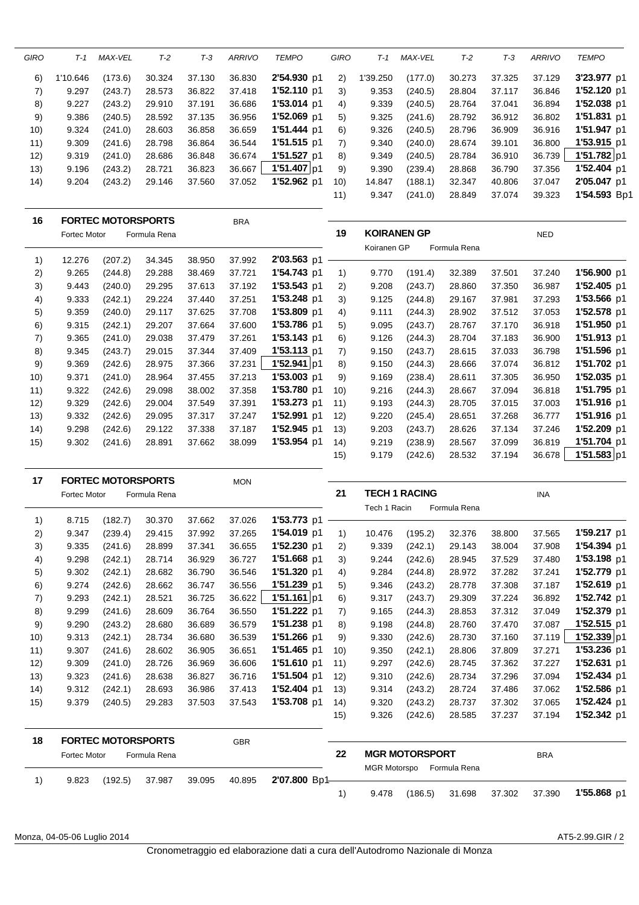| GIRO | T-1 | MAX-VEL | T-2 | T-3 | ARRIVO | TEMPO | |
|---|---|---|---|---|---|---|---|
| 6) | 1'10.646 | (173.6) | 30.324 | 37.130 | 36.830 | **2'54.930** | p1 |
| 7) | 9.297 | (243.7) | 28.573 | 36.822 | 37.418 | **1'52.110** | p1 |
| 8) | 9.227 | (243.2) | 29.910 | 37.191 | 36.686 | **1'53.014** | p1 |
| 9) | 9.386 | (240.5) | 28.592 | 37.135 | 36.956 | **1'52.069** | p1 |
| 10) | 9.324 | (241.0) | 28.603 | 36.858 | 36.659 | **1'51.444** | p1 |
| 11) | 9.309 | (241.6) | 28.798 | 36.864 | 36.544 | **1'51.515** | p1 |
| 12) | 9.319 | (241.0) | 28.686 | 36.848 | 36.674 | **1'51.527** | p1 |
| 13) | 9.196 | (243.2) | 28.721 | 36.823 | 36.667 | **1'51.407** | p1 |
| 14) | 9.204 | (243.2) | 29.146 | 37.560 | 37.052 | **1'52.962** | p1 |

## 16 FORTEC MOTORSPORTS — BRA

Fortec Motor — Formula Rena

| GIRO | T-1 | MAX-VEL | T-2 | T-3 | ARRIVO | TEMPO | |
|---|---|---|---|---|---|---|---|
| 1) | 12.276 | (207.2) | 34.345 | 38.950 | 37.992 | **2'03.563** | p1 |
| 2) | 9.265 | (244.8) | 29.288 | 38.469 | 37.721 | **1'54.743** | p1 |
| 3) | 9.443 | (240.0) | 29.295 | 37.613 | 37.192 | **1'53.543** | p1 |
| 4) | 9.333 | (242.1) | 29.224 | 37.440 | 37.251 | **1'53.248** | p1 |
| 5) | 9.359 | (240.0) | 29.117 | 37.625 | 37.708 | **1'53.809** | p1 |
| 6) | 9.315 | (242.1) | 29.207 | 37.664 | 37.600 | **1'53.786** | p1 |
| 7) | 9.365 | (241.0) | 29.038 | 37.479 | 37.261 | **1'53.143** | p1 |
| 8) | 9.345 | (243.7) | 29.015 | 37.344 | 37.409 | **1'53.113** | p1 |
| 9) | 9.369 | (242.6) | 28.975 | 37.366 | 37.231 | **1'52.941** | p1 |
| 10) | 9.371 | (241.0) | 28.964 | 37.455 | 37.213 | **1'53.003** | p1 |
| 11) | 9.322 | (242.6) | 29.098 | 38.002 | 37.358 | **1'53.780** | p1 |
| 12) | 9.329 | (242.6) | 29.004 | 37.549 | 37.391 | **1'53.273** | p1 |
| 13) | 9.332 | (242.6) | 29.095 | 37.317 | 37.247 | **1'52.991** | p1 |
| 14) | 9.298 | (242.6) | 29.122 | 37.338 | 37.187 | **1'52.945** | p1 |
| 15) | 9.302 | (241.6) | 28.891 | 37.662 | 38.099 | **1'53.954** | p1 |

## 17 FORTEC MOTORSPORTS — MON

Fortec Motor — Formula Rena

| GIRO | T-1 | MAX-VEL | T-2 | T-3 | ARRIVO | TEMPO | |
|---|---|---|---|---|---|---|---|
| 1) | 8.715 | (182.7) | 30.370 | 37.662 | 37.026 | **1'53.773** | p1 |
| 2) | 9.347 | (239.4) | 29.415 | 37.992 | 37.265 | **1'54.019** | p1 |
| 3) | 9.335 | (241.6) | 28.899 | 37.341 | 36.655 | **1'52.230** | p1 |
| 4) | 9.298 | (242.1) | 28.714 | 36.929 | 36.727 | **1'51.668** | p1 |
| 5) | 9.302 | (242.1) | 28.682 | 36.790 | 36.546 | **1'51.320** | p1 |
| 6) | 9.274 | (242.6) | 28.662 | 36.747 | 36.556 | **1'51.239** | p1 |
| 7) | 9.293 | (242.1) | 28.521 | 36.725 | 36.622 | **1'51.161** | p1 |
| 8) | 9.299 | (241.6) | 28.609 | 36.764 | 36.550 | **1'51.222** | p1 |
| 9) | 9.290 | (243.2) | 28.680 | 36.689 | 36.579 | **1'51.238** | p1 |
| 10) | 9.313 | (242.1) | 28.734 | 36.680 | 36.539 | **1'51.266** | p1 |
| 11) | 9.307 | (241.6) | 28.602 | 36.905 | 36.651 | **1'51.465** | p1 |
| 12) | 9.309 | (241.0) | 28.726 | 36.969 | 36.606 | **1'51.610** | p1 |
| 13) | 9.323 | (241.6) | 28.638 | 36.827 | 36.716 | **1'51.504** | p1 |
| 14) | 9.312 | (242.1) | 28.693 | 36.986 | 37.413 | **1'52.404** | p1 |
| 15) | 9.379 | (240.5) | 29.283 | 37.503 | 37.543 | **1'53.708** | p1 |

## 18 FORTEC MOTORSPORTS — GBR

Fortec Motor — Formula Rena

| GIRO | T-1 | MAX-VEL | T-2 | T-3 | ARRIVO | TEMPO | |
|---|---|---|---|---|---|---|---|
| 1) | 9.823 | (192.5) | 37.987 | 39.095 | 40.895 | **2'07.800** | Bp1 |

| GIRO | T-1 | MAX-VEL | T-2 | T-3 | ARRIVO | TEMPO | |
|---|---|---|---|---|---|---|---|
| 2) | 1'39.250 | (177.0) | 30.273 | 37.325 | 37.129 | **3'23.977** | p1 |
| 3) | 9.353 | (240.5) | 28.804 | 37.117 | 36.846 | **1'52.120** | p1 |
| 4) | 9.339 | (240.5) | 28.764 | 37.041 | 36.894 | **1'52.038** | p1 |
| 5) | 9.325 | (241.6) | 28.792 | 36.912 | 36.802 | **1'51.831** | p1 |
| 6) | 9.326 | (240.5) | 28.796 | 36.909 | 36.916 | **1'51.947** | p1 |
| 7) | 9.340 | (240.0) | 28.674 | 39.101 | 36.800 | **1'53.915** | p1 |
| 8) | 9.349 | (240.5) | 28.784 | 36.910 | 36.739 | **1'51.782** | p1 |
| 9) | 9.390 | (239.4) | 28.868 | 36.790 | 37.356 | **1'52.404** | p1 |
| 10) | 14.847 | (188.1) | 32.347 | 40.806 | 37.047 | **2'05.047** | p1 |
| 11) | 9.347 | (241.0) | 28.849 | 37.074 | 39.323 | **1'54.593** | Bp1 |

## 19 KOIRANEN GP — NED

Koiranen GP — Formula Rena

| GIRO | T-1 | MAX-VEL | T-2 | T-3 | ARRIVO | TEMPO | |
|---|---|---|---|---|---|---|---|
| 1) | 9.770 | (191.4) | 32.389 | 37.501 | 37.240 | **1'56.900** | p1 |
| 2) | 9.208 | (243.7) | 28.860 | 37.350 | 36.987 | **1'52.405** | p1 |
| 3) | 9.125 | (244.8) | 29.167 | 37.981 | 37.293 | **1'53.566** | p1 |
| 4) | 9.111 | (244.3) | 28.902 | 37.512 | 37.053 | **1'52.578** | p1 |
| 5) | 9.095 | (243.7) | 28.767 | 37.170 | 36.918 | **1'51.950** | p1 |
| 6) | 9.126 | (244.3) | 28.704 | 37.183 | 36.900 | **1'51.913** | p1 |
| 7) | 9.150 | (243.7) | 28.615 | 37.033 | 36.798 | **1'51.596** | p1 |
| 8) | 9.150 | (244.3) | 28.666 | 37.074 | 36.812 | **1'51.702** | p1 |
| 9) | 9.169 | (238.4) | 28.611 | 37.305 | 36.950 | **1'52.035** | p1 |
| 10) | 9.216 | (244.3) | 28.667 | 37.094 | 36.818 | **1'51.795** | p1 |
| 11) | 9.193 | (244.3) | 28.705 | 37.015 | 37.003 | **1'51.916** | p1 |
| 12) | 9.220 | (245.4) | 28.651 | 37.268 | 36.777 | **1'51.916** | p1 |
| 13) | 9.203 | (243.7) | 28.626 | 37.134 | 37.246 | **1'52.209** | p1 |
| 14) | 9.219 | (238.9) | 28.567 | 37.099 | 36.819 | **1'51.704** | p1 |
| 15) | 9.179 | (242.6) | 28.532 | 37.194 | 36.678 | **1'51.583** | p1 |

## 21 TECH 1 RACING — INA

Tech 1 Racin — Formula Rena

| GIRO | T-1 | MAX-VEL | T-2 | T-3 | ARRIVO | TEMPO | |
|---|---|---|---|---|---|---|---|
| 1) | 10.476 | (195.2) | 32.376 | 38.800 | 37.565 | **1'59.217** | p1 |
| 2) | 9.339 | (242.1) | 29.143 | 38.004 | 37.908 | **1'54.394** | p1 |
| 3) | 9.244 | (242.6) | 28.945 | 37.529 | 37.480 | **1'53.198** | p1 |
| 4) | 9.284 | (244.8) | 28.972 | 37.282 | 37.241 | **1'52.779** | p1 |
| 5) | 9.346 | (243.2) | 28.778 | 37.308 | 37.187 | **1'52.619** | p1 |
| 6) | 9.317 | (243.7) | 29.309 | 37.224 | 36.892 | **1'52.742** | p1 |
| 7) | 9.165 | (244.3) | 28.853 | 37.312 | 37.049 | **1'52.379** | p1 |
| 8) | 9.198 | (244.8) | 28.760 | 37.470 | 37.087 | **1'52.515** | p1 |
| 9) | 9.330 | (242.6) | 28.730 | 37.160 | 37.119 | **1'52.339** | p1 |
| 10) | 9.350 | (242.1) | 28.806 | 37.809 | 37.271 | **1'53.236** | p1 |
| 11) | 9.297 | (242.6) | 28.745 | 37.362 | 37.227 | **1'52.631** | p1 |
| 12) | 9.310 | (242.6) | 28.734 | 37.296 | 37.094 | **1'52.434** | p1 |
| 13) | 9.314 | (243.2) | 28.724 | 37.486 | 37.062 | **1'52.586** | p1 |
| 14) | 9.320 | (243.2) | 28.737 | 37.302 | 37.065 | **1'52.424** | p1 |
| 15) | 9.326 | (242.6) | 28.585 | 37.237 | 37.194 | **1'52.342** | p1 |

## 22 MGR MOTORSPORT — BRA

MGR Motorspo — Formula Rena

| GIRO | T-1 | MAX-VEL | T-2 | T-3 | ARRIVO | TEMPO | |
|---|---|---|---|---|---|---|---|
| 1) | 9.478 | (186.5) | 31.698 | 37.302 | 37.390 | **1'55.868** | p1 |

Monza, 04-05-06 Luglio 2014 — AT5-2.99.GIR / 2

Cronometraggio ed elaborazione dati a cura dell'Autodromo Nazionale di Monza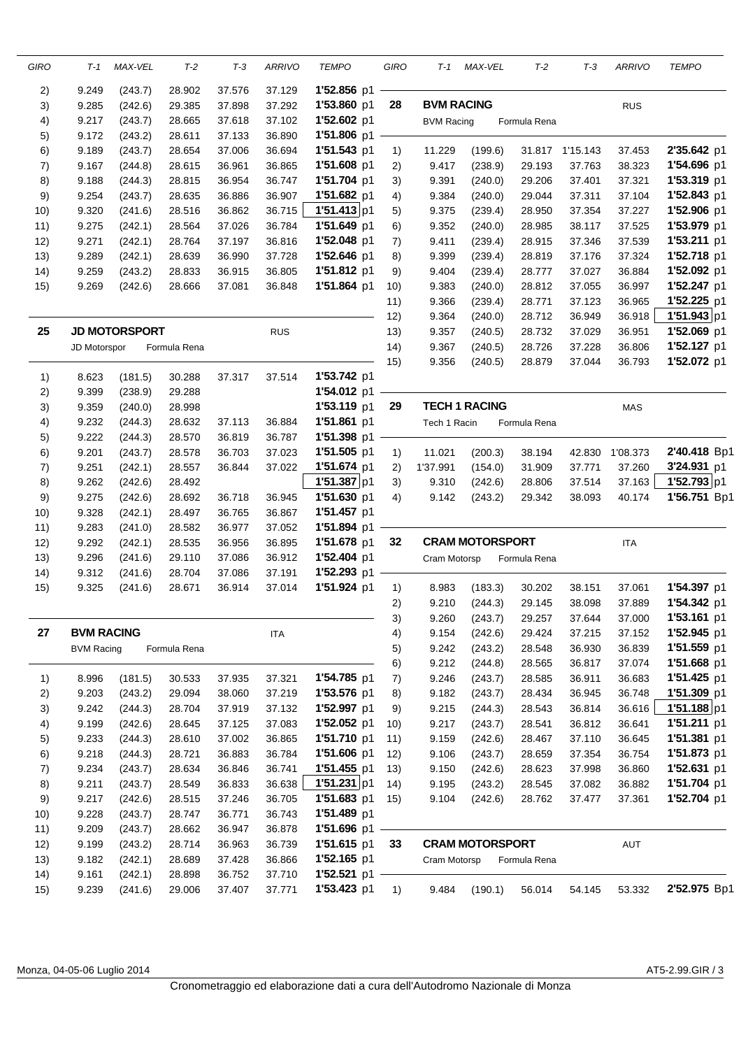| GIRO | T-1 | MAX-VEL | T-2 | T-3 | ARRIVO | TEMPO |
|---|---|---|---|---|---|---|
| 2) | 9.249 | (243.7) | 28.902 | 37.576 | 37.129 | 1'52.856 p1 |
| 3) | 9.285 | (242.6) | 29.385 | 37.898 | 37.292 | 1'53.860 p1 |
| 4) | 9.217 | (243.7) | 28.665 | 37.618 | 37.102 | 1'52.602 p1 |
| 5) | 9.172 | (243.2) | 28.611 | 37.133 | 36.890 | 1'51.806 p1 |
| 6) | 9.189 | (243.7) | 28.654 | 37.006 | 36.694 | 1'51.543 p1 |
| 7) | 9.167 | (244.8) | 28.615 | 36.961 | 36.865 | 1'51.608 p1 |
| 8) | 9.188 | (244.3) | 28.815 | 36.954 | 36.747 | 1'51.704 p1 |
| 9) | 9.254 | (243.7) | 28.635 | 36.886 | 36.907 | 1'51.682 p1 |
| 10) | 9.320 | (241.6) | 28.516 | 36.862 | 36.715 | **1'51.413** p1 |
| 11) | 9.275 | (242.1) | 28.564 | 37.026 | 36.784 | 1'51.649 p1 |
| 12) | 9.271 | (242.1) | 28.764 | 37.197 | 36.816 | 1'52.048 p1 |
| 13) | 9.289 | (242.1) | 28.639 | 36.990 | 37.728 | 1'52.646 p1 |
| 14) | 9.259 | (243.2) | 28.833 | 36.915 | 36.805 | 1'51.812 p1 |
| 15) | 9.269 | (242.6) | 28.666 | 37.081 | 36.848 | 1'51.864 p1 |

## 25 JD MOTORSPORT — RUS

JD Motorspor — Formula Rena

| GIRO | T-1 | MAX-VEL | T-2 | T-3 | ARRIVO | TEMPO |
|---|---|---|---|---|---|---|
| 1) | 8.623 | (181.5) | 30.288 | 37.317 | 37.514 | 1'53.742 p1 |
| 2) | 9.399 | (238.9) | 29.288 | | | 1'54.012 p1 |
| 3) | 9.359 | (240.0) | 28.998 | | | 1'53.119 p1 |
| 4) | 9.232 | (244.3) | 28.632 | 37.113 | 36.884 | 1'51.861 p1 |
| 5) | 9.222 | (244.3) | 28.570 | 36.819 | 36.787 | 1'51.398 p1 |
| 6) | 9.201 | (243.7) | 28.578 | 36.703 | 37.023 | 1'51.505 p1 |
| 7) | 9.251 | (242.1) | 28.557 | 36.844 | 37.022 | 1'51.674 p1 |
| 8) | 9.262 | (242.6) | 28.492 | | | **1'51.387** p1 |
| 9) | 9.275 | (242.6) | 28.692 | 36.718 | 36.945 | 1'51.630 p1 |
| 10) | 9.328 | (242.1) | 28.497 | 36.765 | 36.867 | 1'51.457 p1 |
| 11) | 9.283 | (241.0) | 28.582 | 36.977 | 37.052 | 1'51.894 p1 |
| 12) | 9.292 | (242.1) | 28.535 | 36.956 | 36.895 | 1'51.678 p1 |
| 13) | 9.296 | (241.6) | 29.110 | 37.086 | 36.912 | 1'52.404 p1 |
| 14) | 9.312 | (241.6) | 28.704 | 37.086 | 37.191 | 1'52.293 p1 |
| 15) | 9.325 | (241.6) | 28.671 | 36.914 | 37.014 | 1'51.924 p1 |

## 27 BVM RACING — ITA

BVM Racing — Formula Rena

| GIRO | T-1 | MAX-VEL | T-2 | T-3 | ARRIVO | TEMPO |
|---|---|---|---|---|---|---|
| 1) | 8.996 | (181.5) | 30.533 | 37.935 | 37.321 | 1'54.785 p1 |
| 2) | 9.203 | (243.2) | 29.094 | 38.060 | 37.219 | 1'53.576 p1 |
| 3) | 9.242 | (244.3) | 28.704 | 37.919 | 37.132 | 1'52.997 p1 |
| 4) | 9.199 | (242.6) | 28.645 | 37.125 | 37.083 | 1'52.052 p1 |
| 5) | 9.233 | (244.3) | 28.610 | 37.002 | 36.865 | 1'51.710 p1 |
| 6) | 9.218 | (244.3) | 28.721 | 36.883 | 36.784 | 1'51.606 p1 |
| 7) | 9.234 | (243.7) | 28.634 | 36.846 | 36.741 | 1'51.455 p1 |
| 8) | 9.211 | (243.7) | 28.549 | 36.833 | 36.638 | **1'51.231** p1 |
| 9) | 9.217 | (242.6) | 28.515 | 37.246 | 36.705 | 1'51.683 p1 |
| 10) | 9.228 | (243.7) | 28.747 | 36.771 | 36.743 | 1'51.489 p1 |
| 11) | 9.209 | (243.7) | 28.662 | 36.947 | 36.878 | 1'51.696 p1 |
| 12) | 9.199 | (243.2) | 28.714 | 36.963 | 36.739 | 1'51.615 p1 |
| 13) | 9.182 | (242.1) | 28.689 | 37.428 | 36.866 | 1'52.165 p1 |
| 14) | 9.161 | (242.1) | 28.898 | 36.752 | 37.710 | 1'52.521 p1 |
| 15) | 9.239 | (241.6) | 29.006 | 37.407 | 37.771 | 1'53.423 p1 |

## 28 BVM RACING — RUS

BVM Racing — Formula Rena

| GIRO | T-1 | MAX-VEL | T-2 | T-3 | ARRIVO | TEMPO |
|---|---|---|---|---|---|---|
| 1) | 11.229 | (199.6) | 31.817 | 1'15.143 | 37.453 | 2'35.642 p1 |
| 2) | 9.417 | (238.9) | 29.193 | 37.763 | 38.323 | 1'54.696 p1 |
| 3) | 9.391 | (240.0) | 29.206 | 37.401 | 37.321 | 1'53.319 p1 |
| 4) | 9.384 | (240.0) | 29.044 | 37.311 | 37.104 | 1'52.843 p1 |
| 5) | 9.375 | (239.4) | 28.950 | 37.354 | 37.227 | 1'52.906 p1 |
| 6) | 9.352 | (240.0) | 28.985 | 38.117 | 37.525 | 1'53.979 p1 |
| 7) | 9.411 | (239.4) | 28.915 | 37.346 | 37.539 | 1'53.211 p1 |
| 8) | 9.399 | (239.4) | 28.819 | 37.176 | 37.324 | 1'52.718 p1 |
| 9) | 9.404 | (239.4) | 28.777 | 37.027 | 36.884 | 1'52.092 p1 |
| 10) | 9.383 | (240.0) | 28.812 | 37.055 | 36.997 | 1'52.247 p1 |
| 11) | 9.366 | (239.4) | 28.771 | 37.123 | 36.965 | 1'52.225 p1 |
| 12) | 9.364 | (240.0) | 28.712 | 36.949 | 36.918 | **1'51.943** p1 |
| 13) | 9.357 | (240.5) | 28.732 | 37.029 | 36.951 | 1'52.069 p1 |
| 14) | 9.367 | (240.5) | 28.726 | 37.228 | 36.806 | 1'52.127 p1 |
| 15) | 9.356 | (240.5) | 28.879 | 37.044 | 36.793 | 1'52.072 p1 |

## 29 TECH 1 RACING — MAS

Tech 1 Racin — Formula Rena

| GIRO | T-1 | MAX-VEL | T-2 | T-3 | ARRIVO | TEMPO |
|---|---|---|---|---|---|---|
| 1) | 11.021 | (200.3) | 38.194 | 42.830 | 1'08.373 | 2'40.418 Bp1 |
| 2) | 1'37.991 | (154.0) | 31.909 | 37.771 | 37.260 | 3'24.931 p1 |
| 3) | 9.310 | (242.6) | 28.806 | 37.514 | 37.163 | **1'52.793** p1 |
| 4) | 9.142 | (243.2) | 29.342 | 38.093 | 40.174 | 1'56.751 Bp1 |

## 32 CRAM MOTORSPORT — ITA

Cram Motorsp — Formula Rena

| GIRO | T-1 | MAX-VEL | T-2 | T-3 | ARRIVO | TEMPO |
|---|---|---|---|---|---|---|
| 1) | 8.983 | (183.3) | 30.202 | 38.151 | 37.061 | 1'54.397 p1 |
| 2) | 9.210 | (244.3) | 29.145 | 38.098 | 37.889 | 1'54.342 p1 |
| 3) | 9.260 | (243.7) | 29.257 | 37.644 | 37.000 | 1'53.161 p1 |
| 4) | 9.154 | (242.6) | 29.424 | 37.215 | 37.152 | 1'52.945 p1 |
| 5) | 9.242 | (243.2) | 28.548 | 36.930 | 36.839 | 1'51.559 p1 |
| 6) | 9.212 | (244.8) | 28.565 | 36.817 | 37.074 | 1'51.668 p1 |
| 7) | 9.246 | (243.7) | 28.585 | 36.911 | 36.683 | 1'51.425 p1 |
| 8) | 9.182 | (243.7) | 28.434 | 36.945 | 36.748 | 1'51.309 p1 |
| 9) | 9.215 | (244.3) | 28.543 | 36.814 | 36.616 | **1'51.188** p1 |
| 10) | 9.217 | (243.7) | 28.541 | 36.812 | 36.641 | 1'51.211 p1 |
| 11) | 9.159 | (242.6) | 28.467 | 37.110 | 36.645 | 1'51.381 p1 |
| 12) | 9.106 | (243.7) | 28.659 | 37.354 | 36.754 | 1'51.873 p1 |
| 13) | 9.150 | (242.6) | 28.623 | 37.998 | 36.860 | 1'52.631 p1 |
| 14) | 9.195 | (243.2) | 28.545 | 37.082 | 36.882 | 1'51.704 p1 |
| 15) | 9.104 | (242.6) | 28.762 | 37.477 | 37.361 | 1'52.704 p1 |

## 33 CRAM MOTORSPORT — AUT

Cram Motorsp — Formula Rena

| GIRO | T-1 | MAX-VEL | T-2 | T-3 | ARRIVO | TEMPO |
|---|---|---|---|---|---|---|
| 1) | 9.484 | (190.1) | 56.014 | 54.145 | 53.332 | 2'52.975 Bp1 |

Monza, 04-05-06 Luglio 2014 — AT5-2.99.GIR / 3

Cronometraggio ed elaborazione dati a cura dell'Autodromo Nazionale di Monza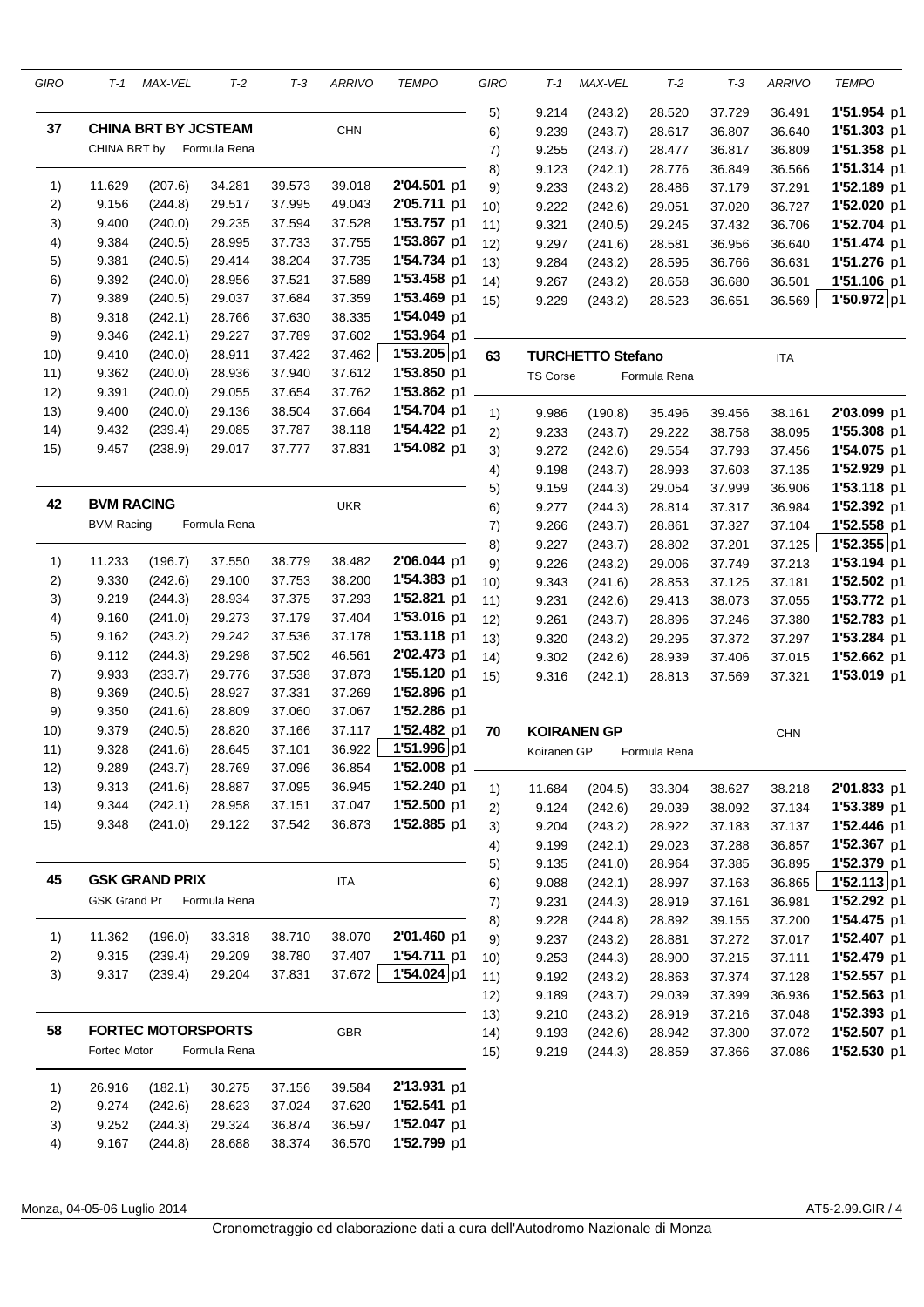**37 — CHINA BRT BY JCSTEAM** — CHN
CHINA BRT by — Formula Rena

| GIRO | T-1 | MAX-VEL | T-2 | T-3 | ARRIVO | TEMPO |
|---|---|---|---|---|---|---|
| 1) | 11.629 | (207.6) | 34.281 | 39.573 | 39.018 | 2'04.501 p1 |
| 2) | 9.156 | (244.8) | 29.517 | 37.995 | 49.043 | 2'05.711 p1 |
| 3) | 9.400 | (240.0) | 29.235 | 37.594 | 37.528 | 1'53.757 p1 |
| 4) | 9.384 | (240.5) | 28.995 | 37.733 | 37.755 | 1'53.867 p1 |
| 5) | 9.381 | (240.5) | 29.414 | 38.204 | 37.735 | 1'54.734 p1 |
| 6) | 9.392 | (240.0) | 28.956 | 37.521 | 37.589 | 1'53.458 p1 |
| 7) | 9.389 | (240.5) | 29.037 | 37.684 | 37.359 | 1'53.469 p1 |
| 8) | 9.318 | (242.1) | 28.766 | 37.630 | 38.335 | 1'54.049 p1 |
| 9) | 9.346 | (242.1) | 29.227 | 37.789 | 37.602 | 1'53.964 p1 |
| 10) | 9.410 | (240.0) | 28.911 | 37.422 | 37.462 | **1'53.205** p1 |
| 11) | 9.362 | (240.0) | 28.936 | 37.940 | 37.612 | 1'53.850 p1 |
| 12) | 9.391 | (240.0) | 29.055 | 37.654 | 37.762 | 1'53.862 p1 |
| 13) | 9.400 | (240.0) | 29.136 | 38.504 | 37.664 | 1'54.704 p1 |
| 14) | 9.432 | (239.4) | 29.085 | 37.787 | 38.118 | 1'54.422 p1 |
| 15) | 9.457 | (238.9) | 29.017 | 37.777 | 37.831 | 1'54.082 p1 |

**42 — BVM RACING** — UKR
BVM Racing — Formula Rena

| GIRO | T-1 | MAX-VEL | T-2 | T-3 | ARRIVO | TEMPO |
|---|---|---|---|---|---|---|
| 1) | 11.233 | (196.7) | 37.550 | 38.779 | 38.482 | 2'06.044 p1 |
| 2) | 9.330 | (242.6) | 29.100 | 37.753 | 38.200 | 1'54.383 p1 |
| 3) | 9.219 | (244.3) | 28.934 | 37.375 | 37.293 | 1'52.821 p1 |
| 4) | 9.160 | (241.0) | 29.273 | 37.179 | 37.404 | 1'53.016 p1 |
| 5) | 9.162 | (243.2) | 29.242 | 37.536 | 37.178 | 1'53.118 p1 |
| 6) | 9.112 | (244.3) | 29.298 | 37.502 | 46.561 | 2'02.473 p1 |
| 7) | 9.933 | (233.7) | 29.776 | 37.538 | 37.873 | 1'55.120 p1 |
| 8) | 9.369 | (240.5) | 28.927 | 37.331 | 37.269 | 1'52.896 p1 |
| 9) | 9.350 | (241.6) | 28.809 | 37.060 | 37.067 | 1'52.286 p1 |
| 10) | 9.379 | (240.5) | 28.820 | 37.166 | 37.117 | 1'52.482 p1 |
| 11) | 9.328 | (241.6) | 28.645 | 37.101 | 36.922 | **1'51.996** p1 |
| 12) | 9.289 | (243.7) | 28.769 | 37.096 | 36.854 | 1'52.008 p1 |
| 13) | 9.313 | (241.6) | 28.887 | 37.095 | 36.945 | 1'52.240 p1 |
| 14) | 9.344 | (242.1) | 28.958 | 37.151 | 37.047 | 1'52.500 p1 |
| 15) | 9.348 | (241.0) | 29.122 | 37.542 | 36.873 | 1'52.885 p1 |

**45 — GSK GRAND PRIX** — ITA
GSK Grand Pr — Formula Rena

| GIRO | T-1 | MAX-VEL | T-2 | T-3 | ARRIVO | TEMPO |
|---|---|---|---|---|---|---|
| 1) | 11.362 | (196.0) | 33.318 | 38.710 | 38.070 | 2'01.460 p1 |
| 2) | 9.315 | (239.4) | 29.209 | 38.780 | 37.407 | 1'54.711 p1 |
| 3) | 9.317 | (239.4) | 29.204 | 37.831 | 37.672 | **1'54.024** p1 |

**58 — FORTEC MOTORSPORTS** — GBR
Fortec Motor — Formula Rena

| GIRO | T-1 | MAX-VEL | T-2 | T-3 | ARRIVO | TEMPO |
|---|---|---|---|---|---|---|
| 1) | 26.916 | (182.1) | 30.275 | 37.156 | 39.584 | 2'13.931 p1 |
| 2) | 9.274 | (242.6) | 28.623 | 37.024 | 37.620 | 1'52.541 p1 |
| 3) | 9.252 | (244.3) | 29.324 | 36.874 | 36.597 | 1'52.047 p1 |
| 4) | 9.167 | (244.8) | 28.688 | 38.374 | 36.570 | 1'52.799 p1 |
| 5) | 9.214 | (243.2) | 28.520 | 37.729 | 36.491 | 1'51.954 p1 |
| 6) | 9.239 | (243.7) | 28.617 | 36.807 | 36.640 | 1'51.303 p1 |
| 7) | 9.255 | (243.7) | 28.477 | 36.817 | 36.809 | 1'51.358 p1 |
| 8) | 9.123 | (242.1) | 28.776 | 36.849 | 36.566 | 1'51.314 p1 |
| 9) | 9.233 | (243.2) | 28.486 | 37.179 | 37.291 | 1'52.189 p1 |
| 10) | 9.222 | (242.6) | 29.051 | 37.020 | 36.727 | 1'52.020 p1 |
| 11) | 9.321 | (240.5) | 29.245 | 37.432 | 36.706 | 1'52.704 p1 |
| 12) | 9.297 | (241.6) | 28.581 | 36.956 | 36.640 | 1'51.474 p1 |
| 13) | 9.284 | (243.2) | 28.595 | 36.766 | 36.631 | 1'51.276 p1 |
| 14) | 9.267 | (243.2) | 28.658 | 36.680 | 36.501 | 1'51.106 p1 |
| 15) | 9.229 | (243.2) | 28.523 | 36.651 | 36.569 | **1'50.972** p1 |

**63 — TURCHETTO Stefano** — ITA
TS Corse — Formula Rena

| GIRO | T-1 | MAX-VEL | T-2 | T-3 | ARRIVO | TEMPO |
|---|---|---|---|---|---|---|
| 1) | 9.986 | (190.8) | 35.496 | 39.456 | 38.161 | 2'03.099 p1 |
| 2) | 9.233 | (243.7) | 29.222 | 38.758 | 38.095 | 1'55.308 p1 |
| 3) | 9.272 | (242.6) | 29.554 | 37.793 | 37.456 | 1'54.075 p1 |
| 4) | 9.198 | (243.7) | 28.993 | 37.603 | 37.135 | 1'52.929 p1 |
| 5) | 9.159 | (244.3) | 29.054 | 37.999 | 36.906 | 1'53.118 p1 |
| 6) | 9.277 | (244.3) | 28.814 | 37.317 | 36.984 | 1'52.392 p1 |
| 7) | 9.266 | (243.7) | 28.861 | 37.327 | 37.104 | 1'52.558 p1 |
| 8) | 9.227 | (243.7) | 28.802 | 37.201 | 37.125 | **1'52.355** p1 |
| 9) | 9.226 | (243.2) | 29.006 | 37.749 | 37.213 | 1'53.194 p1 |
| 10) | 9.343 | (241.6) | 28.853 | 37.125 | 37.181 | 1'52.502 p1 |
| 11) | 9.231 | (242.6) | 29.413 | 38.073 | 37.055 | 1'53.772 p1 |
| 12) | 9.261 | (243.7) | 28.896 | 37.246 | 37.380 | 1'52.783 p1 |
| 13) | 9.320 | (243.2) | 29.295 | 37.372 | 37.297 | 1'53.284 p1 |
| 14) | 9.302 | (242.6) | 28.939 | 37.406 | 37.015 | 1'52.662 p1 |
| 15) | 9.316 | (242.1) | 28.813 | 37.569 | 37.321 | 1'53.019 p1 |

**70 — KOIRANEN GP** — CHN
Koiranen GP — Formula Rena

| GIRO | T-1 | MAX-VEL | T-2 | T-3 | ARRIVO | TEMPO |
|---|---|---|---|---|---|---|
| 1) | 11.684 | (204.5) | 33.304 | 38.627 | 38.218 | 2'01.833 p1 |
| 2) | 9.124 | (242.6) | 29.039 | 38.092 | 37.134 | 1'53.389 p1 |
| 3) | 9.204 | (243.2) | 28.922 | 37.183 | 37.137 | 1'52.446 p1 |
| 4) | 9.199 | (242.1) | 29.023 | 37.288 | 36.857 | 1'52.367 p1 |
| 5) | 9.135 | (241.0) | 28.964 | 37.385 | 36.895 | 1'52.379 p1 |
| 6) | 9.088 | (242.1) | 28.997 | 37.163 | 36.865 | **1'52.113** p1 |
| 7) | 9.231 | (244.3) | 28.919 | 37.161 | 36.981 | 1'52.292 p1 |
| 8) | 9.228 | (244.8) | 28.892 | 39.155 | 37.200 | 1'54.475 p1 |
| 9) | 9.237 | (243.2) | 28.881 | 37.272 | 37.017 | 1'52.407 p1 |
| 10) | 9.253 | (244.3) | 28.900 | 37.215 | 37.111 | 1'52.479 p1 |
| 11) | 9.192 | (243.2) | 28.863 | 37.374 | 37.128 | 1'52.557 p1 |
| 12) | 9.189 | (243.7) | 29.039 | 37.399 | 36.936 | 1'52.563 p1 |
| 13) | 9.210 | (243.2) | 28.919 | 37.216 | 37.048 | 1'52.393 p1 |
| 14) | 9.193 | (242.6) | 28.942 | 37.300 | 37.072 | 1'52.507 p1 |
| 15) | 9.219 | (244.3) | 28.859 | 37.366 | 37.086 | 1'52.530 p1 |

Monza, 04-05-06 Luglio 2014 — AT5-2.99.GIR / 4

Cronometraggio ed elaborazione dati a cura dell'Autodromo Nazionale di Monza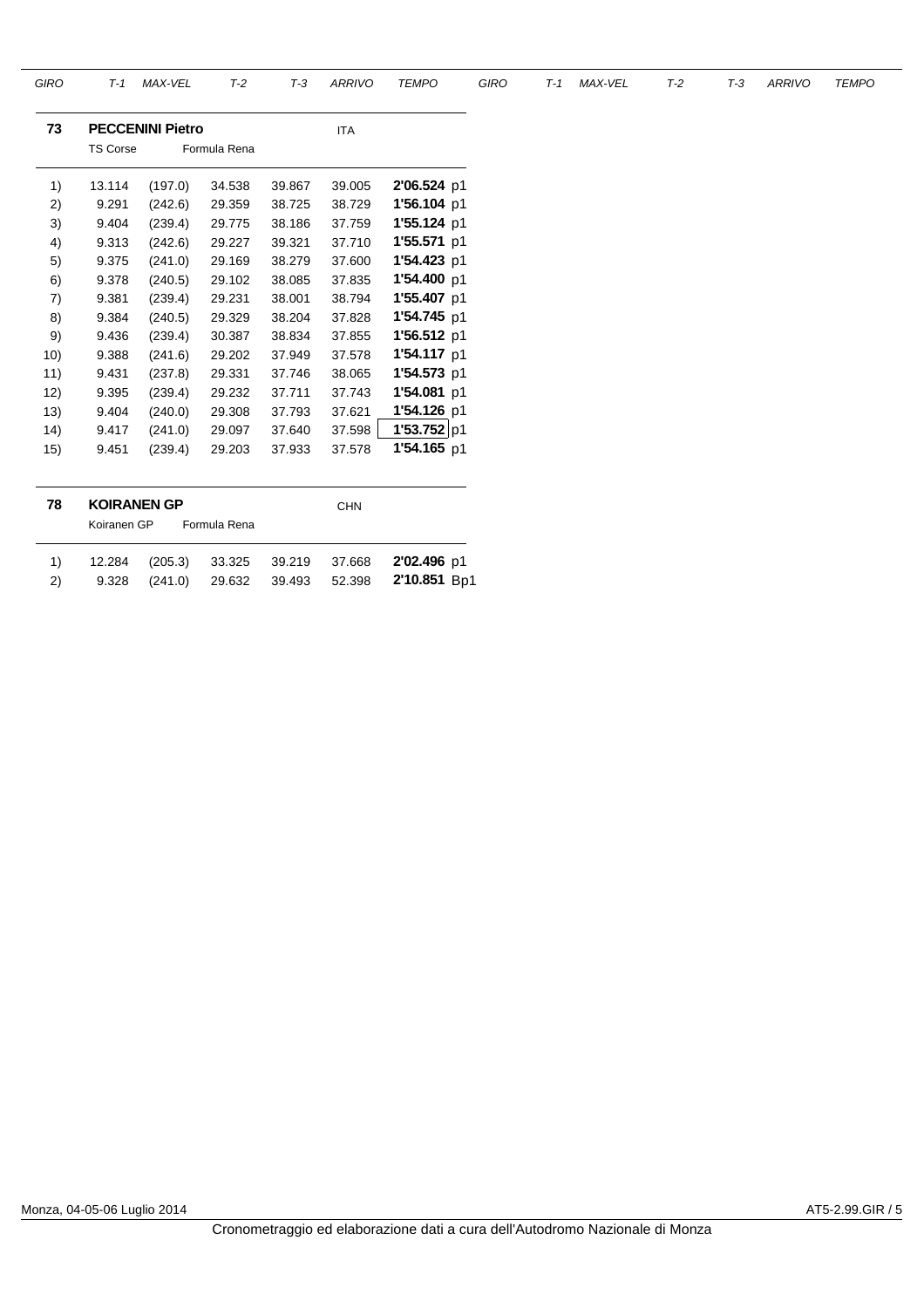| GIRO | T-1 | MAX-VEL | T-2 | T-3 | ARRIVO | TEMPO |
|---|---|---|---|---|---|---|
| **73** | **PECCENINI Pietro** | | | | ITA | |
| | TS Corse | | Formula Rena | | | |
| 1) | 13.114 | (197.0) | 34.538 | 39.867 | 39.005 | **2'06.524** p1 |
| 2) | 9.291 | (242.6) | 29.359 | 38.725 | 38.729 | **1'56.104** p1 |
| 3) | 9.404 | (239.4) | 29.775 | 38.186 | 37.759 | **1'55.124** p1 |
| 4) | 9.313 | (242.6) | 29.227 | 39.321 | 37.710 | **1'55.571** p1 |
| 5) | 9.375 | (241.0) | 29.169 | 38.279 | 37.600 | **1'54.423** p1 |
| 6) | 9.378 | (240.5) | 29.102 | 38.085 | 37.835 | **1'54.400** p1 |
| 7) | 9.381 | (239.4) | 29.231 | 38.001 | 38.794 | **1'55.407** p1 |
| 8) | 9.384 | (240.5) | 29.329 | 38.204 | 37.828 | **1'54.745** p1 |
| 9) | 9.436 | (239.4) | 30.387 | 38.834 | 37.855 | **1'56.512** p1 |
| 10) | 9.388 | (241.6) | 29.202 | 37.949 | 37.578 | **1'54.117** p1 |
| 11) | 9.431 | (237.8) | 29.331 | 37.746 | 38.065 | **1'54.573** p1 |
| 12) | 9.395 | (239.4) | 29.232 | 37.711 | 37.743 | **1'54.081** p1 |
| 13) | 9.404 | (240.0) | 29.308 | 37.793 | 37.621 | **1'54.126** p1 |
| 14) | 9.417 | (241.0) | 29.097 | 37.640 | 37.598 | **1'53.752** p1 |
| 15) | 9.451 | (239.4) | 29.203 | 37.933 | 37.578 | **1'54.165** p1 |
| **78** | **KOIRANEN GP** | | | | CHN | |
| | Koiranen GP | | Formula Rena | | | |
| 1) | 12.284 | (205.3) | 33.325 | 39.219 | 37.668 | **2'02.496** p1 |
| 2) | 9.328 | (241.0) | 29.632 | 39.493 | 52.398 | **2'10.851** Bp1 |

Monza, 04-05-06 Luglio 2014

AT5-2.99.GIR / 5

Cronometraggio ed elaborazione dati a cura dell'Autodromo Nazionale di Monza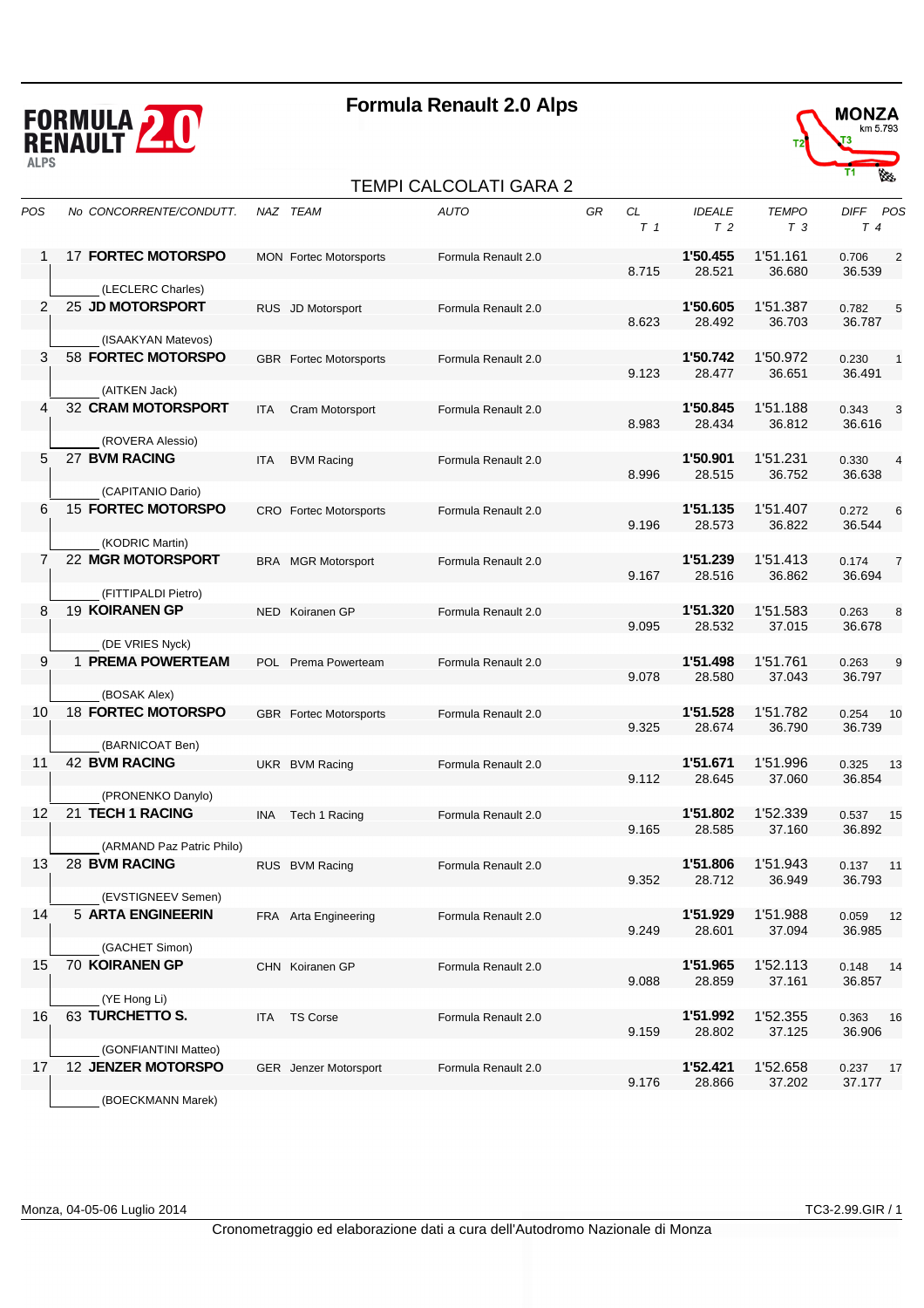# Formula Renault 2.0 Alps

MONZA km 5.793

## TEMPI CALCOLATI GARA 2

| POS | No | CONCORRENTE/CONDUTT. | NAZ | TEAM | AUTO | GR | CL T 1 | IDEALE T 2 | TEMPO T 3 | DIFF T 4 | POS |
|---|---|---|---|---|---|---|---|---|---|---|---|
| 1 | 17 | **FORTEC MOTORSPO** (LECLERC Charles) | MON | Fortec Motorsports | Formula Renault 2.0 | | 8.715 | **1'50.455** 28.521 | 1'51.161 36.680 | 0.706 36.539 | 2 |
| 2 | 25 | **JD MOTORSPORT** (ISAAKYAN Matevos) | RUS | JD Motorsport | Formula Renault 2.0 | | 8.623 | **1'50.605** 28.492 | 1'51.387 36.703 | 0.782 36.787 | 5 |
| 3 | 58 | **FORTEC MOTORSPO** (AITKEN Jack) | GBR | Fortec Motorsports | Formula Renault 2.0 | | 9.123 | **1'50.742** 28.477 | 1'50.972 36.651 | 0.230 36.491 | 1 |
| 4 | 32 | **CRAM MOTORSPORT** (ROVERA Alessio) | ITA | Cram Motorsport | Formula Renault 2.0 | | 8.983 | **1'50.845** 28.434 | 1'51.188 36.812 | 0.343 36.616 | 3 |
| 5 | 27 | **BVM RACING** (CAPITANIO Dario) | ITA | BVM Racing | Formula Renault 2.0 | | 8.996 | **1'50.901** 28.515 | 1'51.231 36.752 | 0.330 36.638 | 4 |
| 6 | 15 | **FORTEC MOTORSPO** (KODRIC Martin) | CRO | Fortec Motorsports | Formula Renault 2.0 | | 9.196 | **1'51.135** 28.573 | 1'51.407 36.822 | 0.272 36.544 | 6 |
| 7 | 22 | **MGR MOTORSPORT** (FITTIPALDI Pietro) | BRA | MGR Motorsport | Formula Renault 2.0 | | 9.167 | **1'51.239** 28.516 | 1'51.413 36.862 | 0.174 36.694 | 7 |
| 8 | 19 | **KOIRANEN GP** (DE VRIES Nyck) | NED | Koiranen GP | Formula Renault 2.0 | | 9.095 | **1'51.320** 28.532 | 1'51.583 37.015 | 0.263 36.678 | 8 |
| 9 | 1 | **PREMA POWERTEAM** (BOSAK Alex) | POL | Prema Powerteam | Formula Renault 2.0 | | 9.078 | **1'51.498** 28.580 | 1'51.761 37.043 | 0.263 36.797 | 9 |
| 10 | 18 | **FORTEC MOTORSPO** (BARNICOAT Ben) | GBR | Fortec Motorsports | Formula Renault 2.0 | | 9.325 | **1'51.528** 28.674 | 1'51.782 36.790 | 0.254 36.739 | 10 |
| 11 | 42 | **BVM RACING** (PRONENKO Danylo) | UKR | BVM Racing | Formula Renault 2.0 | | 9.112 | **1'51.671** 28.645 | 1'51.996 37.060 | 0.325 36.854 | 13 |
| 12 | 21 | **TECH 1 RACING** (ARMAND Paz Patric Philo) | INA | Tech 1 Racing | Formula Renault 2.0 | | 9.165 | **1'51.802** 28.585 | 1'52.339 37.160 | 0.537 36.892 | 15 |
| 13 | 28 | **BVM RACING** (EVSTIGNEEV Semen) | RUS | BVM Racing | Formula Renault 2.0 | | 9.352 | **1'51.806** 28.712 | 1'51.943 36.949 | 0.137 36.793 | 11 |
| 14 | 5 | **ARTA ENGINEERIN** (GACHET Simon) | FRA | Arta Engineering | Formula Renault 2.0 | | 9.249 | **1'51.929** 28.601 | 1'51.988 37.094 | 0.059 36.985 | 12 |
| 15 | 70 | **KOIRANEN GP** (YE Hong Li) | CHN | Koiranen GP | Formula Renault 2.0 | | 9.088 | **1'51.965** 28.859 | 1'52.113 37.161 | 0.148 36.857 | 14 |
| 16 | 63 | **TURCHETTO S.** (GONFIANTINI Matteo) | ITA | TS Corse | Formula Renault 2.0 | | 9.159 | **1'51.992** 28.802 | 1'52.355 37.125 | 0.363 36.906 | 16 |
| 17 | 12 | **JENZER MOTORSPO** (BOECKMANN Marek) | GER | Jenzer Motorsport | Formula Renault 2.0 | | 9.176 | **1'52.421** 28.866 | 1'52.658 37.202 | 0.237 37.177 | 17 |

Monza, 04-05-06 Luglio 2014

TC3-2.99.GIR / 1

Cronometraggio ed elaborazione dati a cura dell'Autodromo Nazionale di Monza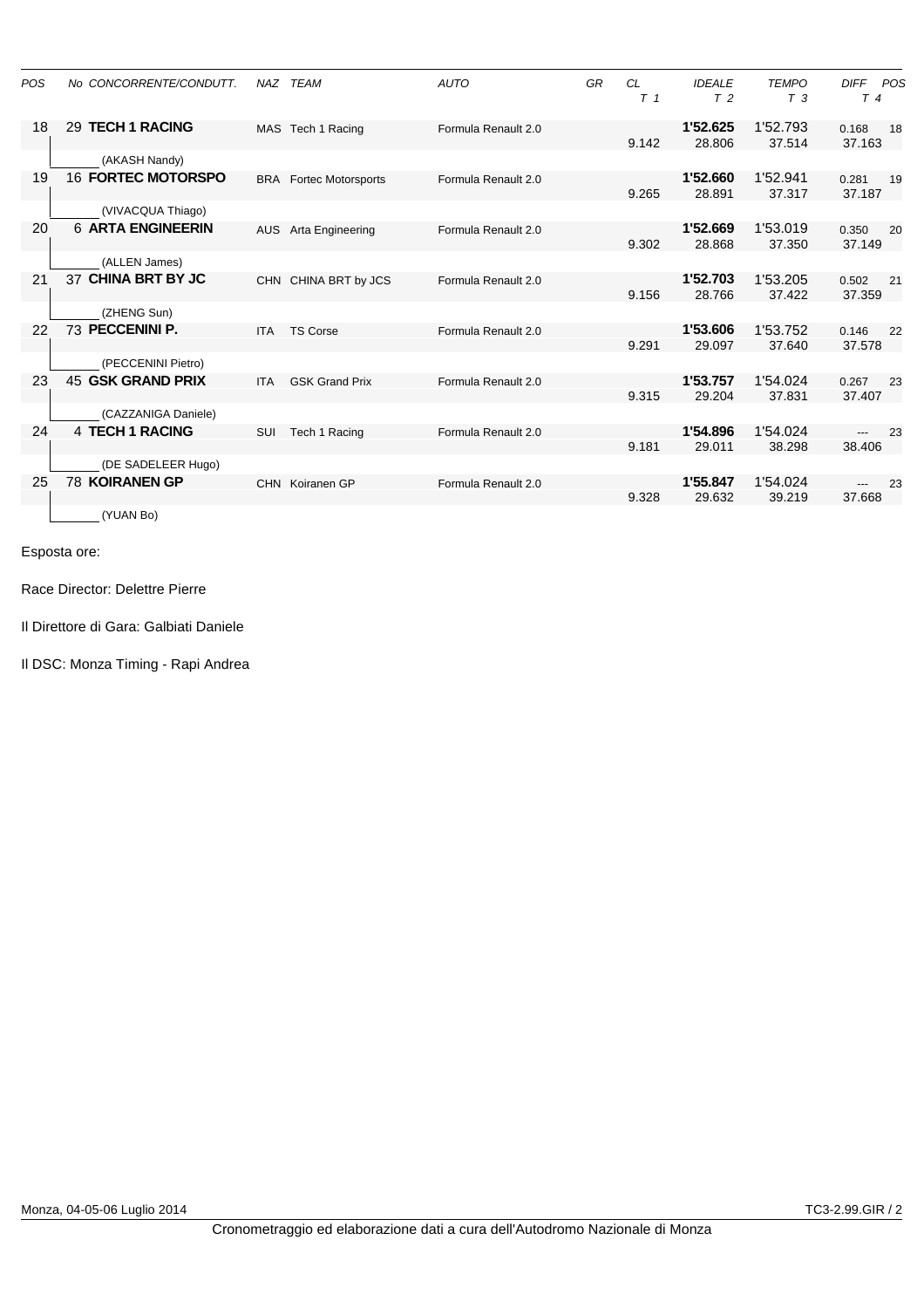| POS | No CONCORRENTE/CONDUTT. | NAZ | TEAM | AUTO | GR | CL<br>T 1 | IDEALE<br>T 2 | TEMPO<br>T 3 | DIFF<br>T 4 | POS |
|---|---|---|---|---|---|---|---|---|---|---|
| 18 | 29 **TECH 1 RACING**<br>(AKASH Nandy) | MAS | Tech 1 Racing | Formula Renault 2.0 | | 9.142 | **1'52.625**<br>28.806 | 1'52.793<br>37.514 | 0.168<br>37.163 | 18 |
| 19 | 16 **FORTEC MOTORSPO**<br>(VIVACQUA Thiago) | BRA | Fortec Motorsports | Formula Renault 2.0 | | 9.265 | **1'52.660**<br>28.891 | 1'52.941<br>37.317 | 0.281<br>37.187 | 19 |
| 20 | 6 **ARTA ENGINEERIN**<br>(ALLEN James) | AUS | Arta Engineering | Formula Renault 2.0 | | 9.302 | **1'52.669**<br>28.868 | 1'53.019<br>37.350 | 0.350<br>37.149 | 20 |
| 21 | 37 **CHINA BRT BY JC**<br>(ZHENG Sun) | CHN | CHINA BRT by JCS | Formula Renault 2.0 | | 9.156 | **1'52.703**<br>28.766 | 1'53.205<br>37.422 | 0.502<br>37.359 | 21 |
| 22 | 73 **PECCENINI P.**<br>(PECCENINI Pietro) | ITA | TS Corse | Formula Renault 2.0 | | 9.291 | **1'53.606**<br>29.097 | 1'53.752<br>37.640 | 0.146<br>37.578 | 22 |
| 23 | 45 **GSK GRAND PRIX**<br>(CAZZANIGA Daniele) | ITA | GSK Grand Prix | Formula Renault 2.0 | | 9.315 | **1'53.757**<br>29.204 | 1'54.024<br>37.831 | 0.267<br>37.407 | 23 |
| 24 | 4 **TECH 1 RACING**<br>(DE SADELEER Hugo) | SUI | Tech 1 Racing | Formula Renault 2.0 | | 9.181 | **1'54.896**<br>29.011 | 1'54.024<br>38.298 | ---<br>38.406 | 23 |
| 25 | 78 **KOIRANEN GP**<br>(YUAN Bo) | CHN | Koiranen GP | Formula Renault 2.0 | | 9.328 | **1'55.847**<br>29.632 | 1'54.024<br>39.219 | ---<br>37.668 | 23 |

Esposta ore:

Race Director: Delettre Pierre

Il Direttore di Gara: Galbiati Daniele

Il DSC: Monza Timing - Rapi Andrea

Monza, 04-05-06 Luglio 2014

TC3-2.99.GIR / 2

Cronometraggio ed elaborazione dati a cura dell'Autodromo Nazionale di Monza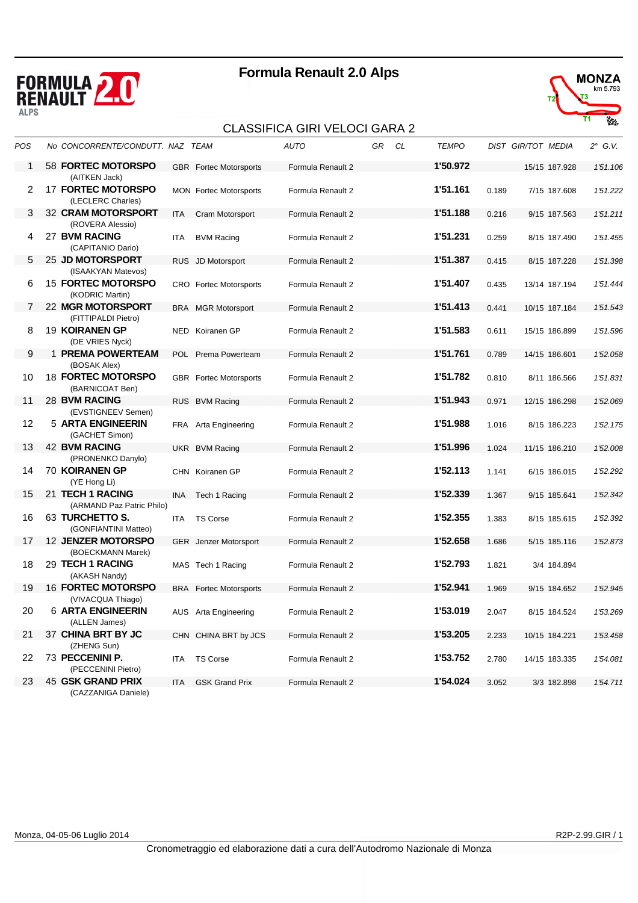# Formula Renault 2.0 Alps

MONZA km 5.793

## CLASSIFICA GIRI VELOCI GARA 2

| POS | No | CONCORRENTE/CONDUTT. | NAZ | TEAM | AUTO | GR | CL | TEMPO | DIST | GIR/TOT | MEDIA | 2° G.V. |
|---|---|---|---|---|---|---|---|---|---|---|---|---|
| 1 | 58 | **FORTEC MOTORSPO** (AITKEN Jack) | GBR | Fortec Motorsports | Formula Renault 2 | | | **1'50.972** | | 15/15 | 187.928 | 1'51.106 |
| 2 | 17 | **FORTEC MOTORSPO** (LECLERC Charles) | MON | Fortec Motorsports | Formula Renault 2 | | | **1'51.161** | 0.189 | 7/15 | 187.608 | 1'51.222 |
| 3 | 32 | **CRAM MOTORSPORT** (ROVERA Alessio) | ITA | Cram Motorsport | Formula Renault 2 | | | **1'51.188** | 0.216 | 9/15 | 187.563 | 1'51.211 |
| 4 | 27 | **BVM RACING** (CAPITANIO Dario) | ITA | BVM Racing | Formula Renault 2 | | | **1'51.231** | 0.259 | 8/15 | 187.490 | 1'51.455 |
| 5 | 25 | **JD MOTORSPORT** (ISAAKYAN Matevos) | RUS | JD Motorsport | Formula Renault 2 | | | **1'51.387** | 0.415 | 8/15 | 187.228 | 1'51.398 |
| 6 | 15 | **FORTEC MOTORSPO** (KODRIC Martin) | CRO | Fortec Motorsports | Formula Renault 2 | | | **1'51.407** | 0.435 | 13/14 | 187.194 | 1'51.444 |
| 7 | 22 | **MGR MOTORSPORT** (FITTIPALDI Pietro) | BRA | MGR Motorsport | Formula Renault 2 | | | **1'51.413** | 0.441 | 10/15 | 187.184 | 1'51.543 |
| 8 | 19 | **KOIRANEN GP** (DE VRIES Nyck) | NED | Koiranen GP | Formula Renault 2 | | | **1'51.583** | 0.611 | 15/15 | 186.899 | 1'51.596 |
| 9 | 1 | **PREMA POWERTEAM** (BOSAK Alex) | POL | Prema Powerteam | Formula Renault 2 | | | **1'51.761** | 0.789 | 14/15 | 186.601 | 1'52.058 |
| 10 | 18 | **FORTEC MOTORSPO** (BARNICOAT Ben) | GBR | Fortec Motorsports | Formula Renault 2 | | | **1'51.782** | 0.810 | 8/11 | 186.566 | 1'51.831 |
| 11 | 28 | **BVM RACING** (EVSTIGNEEV Semen) | RUS | BVM Racing | Formula Renault 2 | | | **1'51.943** | 0.971 | 12/15 | 186.298 | 1'52.069 |
| 12 | 5 | **ARTA ENGINEERIN** (GACHET Simon) | FRA | Arta Engineering | Formula Renault 2 | | | **1'51.988** | 1.016 | 8/15 | 186.223 | 1'52.175 |
| 13 | 42 | **BVM RACING** (PRONENKO Danylo) | UKR | BVM Racing | Formula Renault 2 | | | **1'51.996** | 1.024 | 11/15 | 186.210 | 1'52.008 |
| 14 | 70 | **KOIRANEN GP** (YE Hong Li) | CHN | Koiranen GP | Formula Renault 2 | | | **1'52.113** | 1.141 | 6/15 | 186.015 | 1'52.292 |
| 15 | 21 | **TECH 1 RACING** (ARMAND Paz Patric Philo) | INA | Tech 1 Racing | Formula Renault 2 | | | **1'52.339** | 1.367 | 9/15 | 185.641 | 1'52.342 |
| 16 | 63 | **TURCHETTO S.** (GONFIANTINI Matteo) | ITA | TS Corse | Formula Renault 2 | | | **1'52.355** | 1.383 | 8/15 | 185.615 | 1'52.392 |
| 17 | 12 | **JENZER MOTORSPO** (BOECKMANN Marek) | GER | Jenzer Motorsport | Formula Renault 2 | | | **1'52.658** | 1.686 | 5/15 | 185.116 | 1'52.873 |
| 18 | 29 | **TECH 1 RACING** (AKASH Nandy) | MAS | Tech 1 Racing | Formula Renault 2 | | | **1'52.793** | 1.821 | 3/4 | 184.894 | |
| 19 | 16 | **FORTEC MOTORSPO** (VIVACQUA Thiago) | BRA | Fortec Motorsports | Formula Renault 2 | | | **1'52.941** | 1.969 | 9/15 | 184.652 | 1'52.945 |
| 20 | 6 | **ARTA ENGINEERIN** (ALLEN James) | AUS | Arta Engineering | Formula Renault 2 | | | **1'53.019** | 2.047 | 8/15 | 184.524 | 1'53.269 |
| 21 | 37 | **CHINA BRT BY JC** (ZHENG Sun) | CHN | CHINA BRT by JCS | Formula Renault 2 | | | **1'53.205** | 2.233 | 10/15 | 184.221 | 1'53.458 |
| 22 | 73 | **PECCENINI P.** (PECCENINI Pietro) | ITA | TS Corse | Formula Renault 2 | | | **1'53.752** | 2.780 | 14/15 | 183.335 | 1'54.081 |
| 23 | 45 | **GSK GRAND PRIX** (CAZZANIGA Daniele) | ITA | GSK Grand Prix | Formula Renault 2 | | | **1'54.024** | 3.052 | 3/3 | 182.898 | 1'54.711 |

Monza, 04-05-06 Luglio 2014

R2P-2.99.GIR / 1

Cronometraggio ed elaborazione dati a cura dell'Autodromo Nazionale di Monza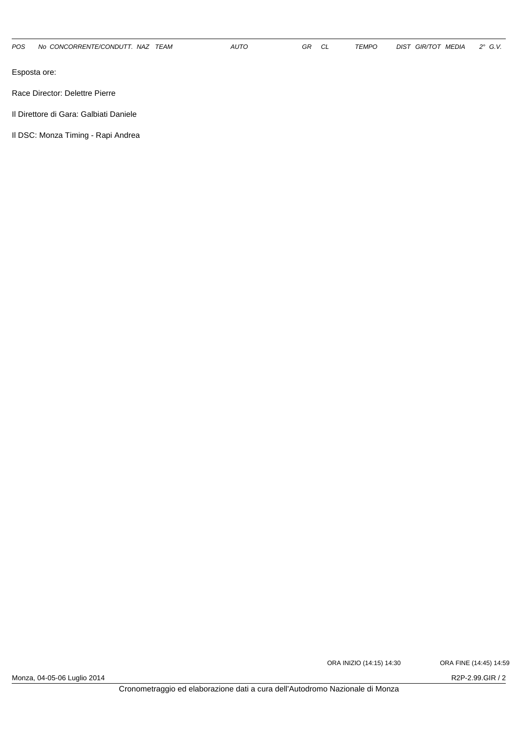| POS | No | CONCORRENTE/CONDUTT. | NAZ | TEAM | AUTO | GR | CL | TEMPO | DIST | GIR/TOT | MEDIA | 2° G.V. |
|---|---|---|---|---|---|---|---|---|---|---|---|---|

Esposta ore:

Race Director: Delettre Pierre

Il Direttore di Gara: Galbiati Daniele

Il DSC: Monza Timing - Rapi Andrea

ORA INIZIO (14:15) 14:30

ORA FINE (14:45) 14:59

Monza, 04-05-06 Luglio 2014

R2P-2.99.GIR / 2

Cronometraggio ed elaborazione dati a cura dell'Autodromo Nazionale di Monza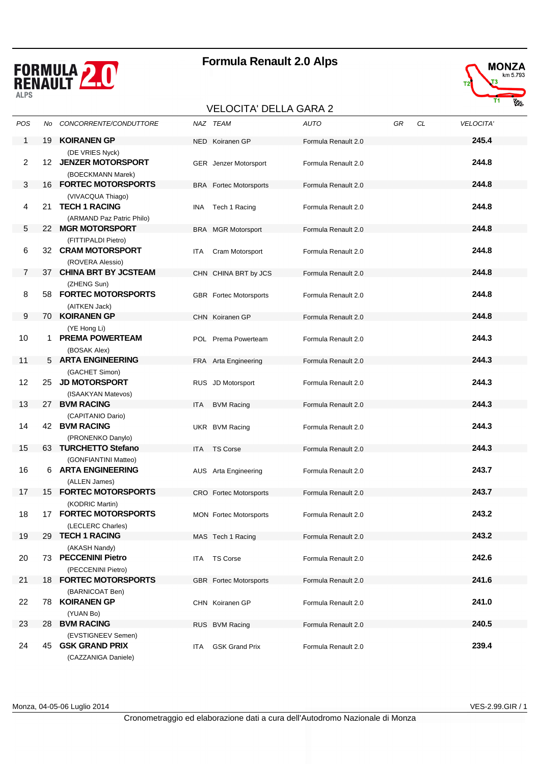# Formula Renault 2.0 Alps

MONZA
km 5.793

## VELOCITA' DELLA GARA 2

| POS | No | CONCORRENTE/CONDUTTORE | NAZ | TEAM | AUTO | GR | CL | VELOCITA' |
|---|---|---|---|---|---|---|---|---|
| 1 | 19 | **KOIRANEN GP** (DE VRIES Nyck) | NED | Koiranen GP | Formula Renault 2.0 | | | **245.4** |
| 2 | 12 | **JENZER MOTORSPORT** (BOECKMANN Marek) | GER | Jenzer Motorsport | Formula Renault 2.0 | | | **244.8** |
| 3 | 16 | **FORTEC MOTORSPORTS** (VIVACQUA Thiago) | BRA | Fortec Motorsports | Formula Renault 2.0 | | | **244.8** |
| 4 | 21 | **TECH 1 RACING** (ARMAND Paz Patric Philo) | INA | Tech 1 Racing | Formula Renault 2.0 | | | **244.8** |
| 5 | 22 | **MGR MOTORSPORT** (FITTIPALDI Pietro) | BRA | MGR Motorsport | Formula Renault 2.0 | | | **244.8** |
| 6 | 32 | **CRAM MOTORSPORT** (ROVERA Alessio) | ITA | Cram Motorsport | Formula Renault 2.0 | | | **244.8** |
| 7 | 37 | **CHINA BRT BY JCSTEAM** (ZHENG Sun) | CHN | CHINA BRT by JCS | Formula Renault 2.0 | | | **244.8** |
| 8 | 58 | **FORTEC MOTORSPORTS** (AITKEN Jack) | GBR | Fortec Motorsports | Formula Renault 2.0 | | | **244.8** |
| 9 | 70 | **KOIRANEN GP** (YE Hong Li) | CHN | Koiranen GP | Formula Renault 2.0 | | | **244.8** |
| 10 | 1 | **PREMA POWERTEAM** (BOSAK Alex) | POL | Prema Powerteam | Formula Renault 2.0 | | | **244.3** |
| 11 | 5 | **ARTA ENGINEERING** (GACHET Simon) | FRA | Arta Engineering | Formula Renault 2.0 | | | **244.3** |
| 12 | 25 | **JD MOTORSPORT** (ISAAKYAN Matevos) | RUS | JD Motorsport | Formula Renault 2.0 | | | **244.3** |
| 13 | 27 | **BVM RACING** (CAPITANIO Dario) | ITA | BVM Racing | Formula Renault 2.0 | | | **244.3** |
| 14 | 42 | **BVM RACING** (PRONENKO Danylo) | UKR | BVM Racing | Formula Renault 2.0 | | | **244.3** |
| 15 | 63 | **TURCHETTO Stefano** (GONFIANTINI Matteo) | ITA | TS Corse | Formula Renault 2.0 | | | **244.3** |
| 16 | 6 | **ARTA ENGINEERING** (ALLEN James) | AUS | Arta Engineering | Formula Renault 2.0 | | | **243.7** |
| 17 | 15 | **FORTEC MOTORSPORTS** (KODRIC Martin) | CRO | Fortec Motorsports | Formula Renault 2.0 | | | **243.7** |
| 18 | 17 | **FORTEC MOTORSPORTS** (LECLERC Charles) | MON | Fortec Motorsports | Formula Renault 2.0 | | | **243.2** |
| 19 | 29 | **TECH 1 RACING** (AKASH Nandy) | MAS | Tech 1 Racing | Formula Renault 2.0 | | | **243.2** |
| 20 | 73 | **PECCENINI Pietro** (PECCENINI Pietro) | ITA | TS Corse | Formula Renault 2.0 | | | **242.6** |
| 21 | 18 | **FORTEC MOTORSPORTS** (BARNICOAT Ben) | GBR | Fortec Motorsports | Formula Renault 2.0 | | | **241.6** |
| 22 | 78 | **KOIRANEN GP** (YUAN Bo) | CHN | Koiranen GP | Formula Renault 2.0 | | | **241.0** |
| 23 | 28 | **BVM RACING** (EVSTIGNEEV Semen) | RUS | BVM Racing | Formula Renault 2.0 | | | **240.5** |
| 24 | 45 | **GSK GRAND PRIX** (CAZZANIGA Daniele) | ITA | GSK Grand Prix | Formula Renault 2.0 | | | **239.4** |

Monza, 04-05-06 Luglio 2014

VES-2.99.GIR / 1

Cronometraggio ed elaborazione dati a cura dell'Autodromo Nazionale di Monza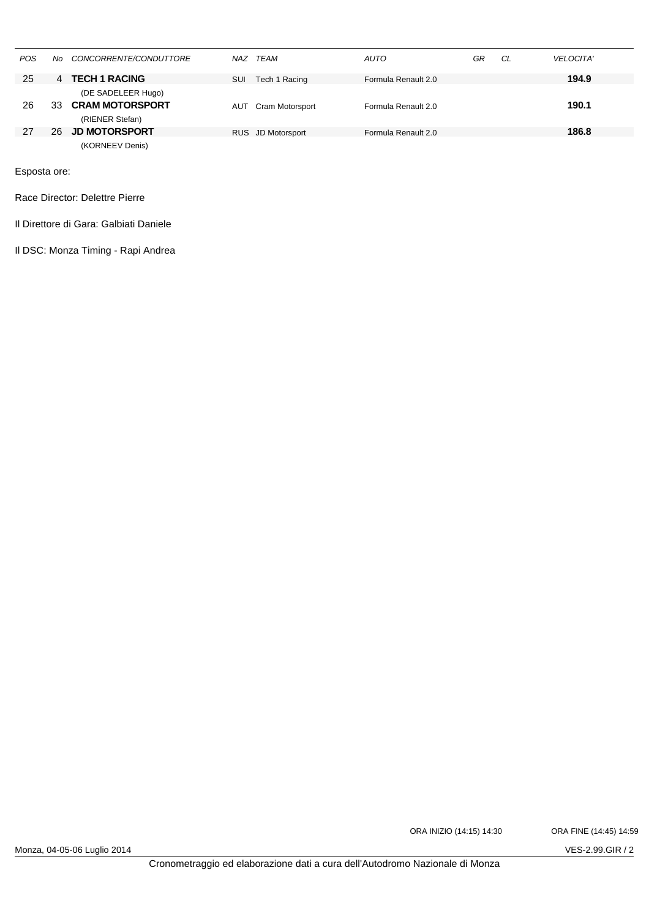| POS | No | CONCORRENTE/CONDUTTORE | NAZ | TEAM | AUTO | GR | CL | VELOCITA' |
|---|---|---|---|---|---|---|---|---|
| 25 | 4 | **TECH 1 RACING**<br>(DE SADELEER Hugo) | SUI | Tech 1 Racing | Formula Renault 2.0 | | | **194.9** |
| 26 | 33 | **CRAM MOTORSPORT**<br>(RIENER Stefan) | AUT | Cram Motorsport | Formula Renault 2.0 | | | **190.1** |
| 27 | 26 | **JD MOTORSPORT**<br>(KORNEEV Denis) | RUS | JD Motorsport | Formula Renault 2.0 | | | **186.8** |

Esposta ore:

Race Director: Delettre Pierre

Il Direttore di Gara: Galbiati Daniele

Il DSC: Monza Timing - Rapi Andrea

ORA INIZIO (14:15) 14:30

ORA FINE (14:45) 14:59

Monza, 04-05-06 Luglio 2014

VES-2.99.GIR / 2

Cronometraggio ed elaborazione dati a cura dell'Autodromo Nazionale di Monza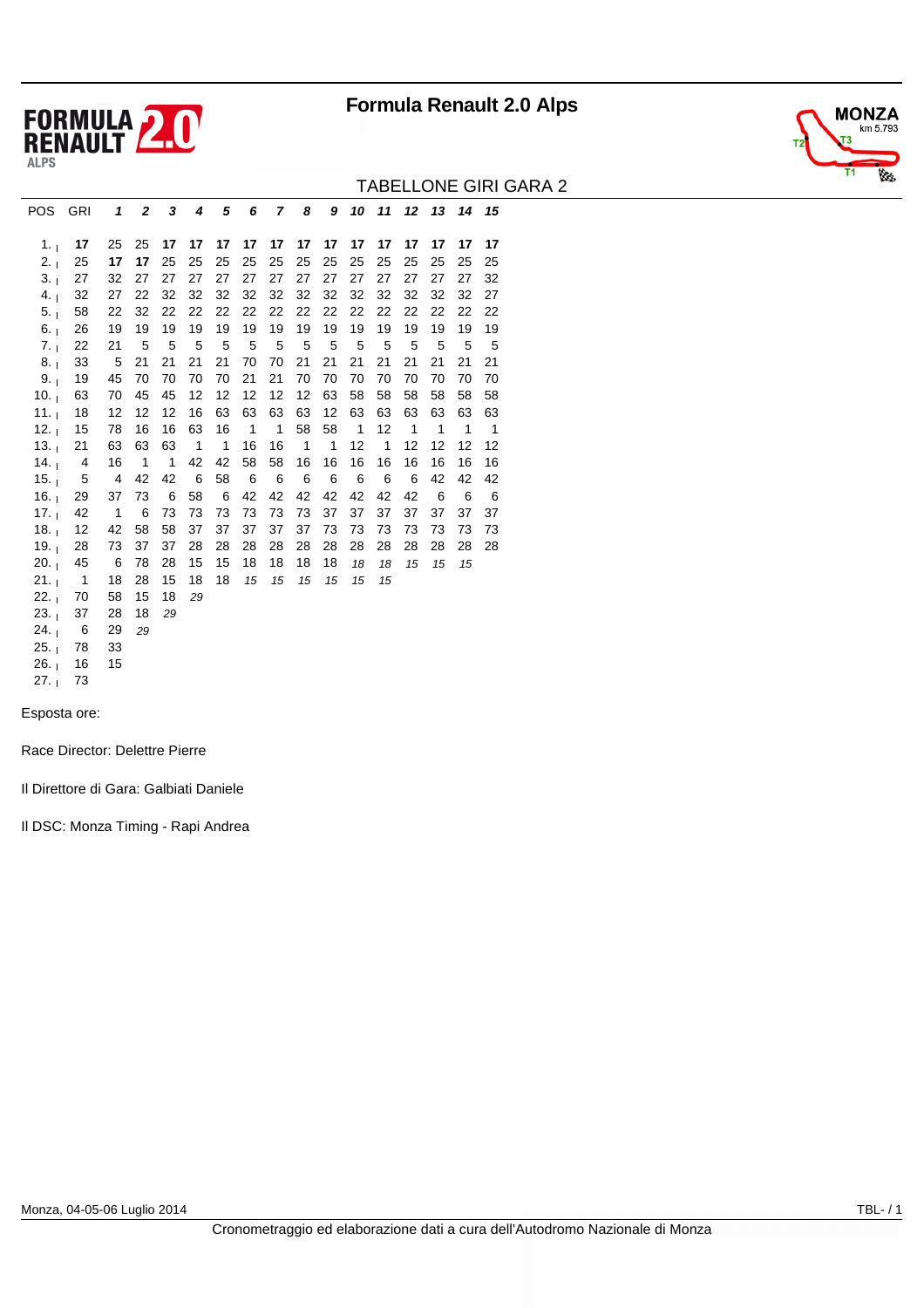# Formula Renault 2.0 Alps

MONZA
km 5.793

## TABELLONE GIRI GARA 2

| POS | GRI | 1 | 2 | 3 | 4 | 5 | 6 | 7 | 8 | 9 | 10 | 11 | 12 | 13 | 14 | 15 |
|---|---|---|---|---|---|---|---|---|---|---|---|---|---|---|---|---|
| 1. | **17** | 25 | 25 | **17** | **17** | **17** | **17** | **17** | **17** | **17** | **17** | **17** | **17** | **17** | **17** | **17** |
| 2. | 25 | **17** | **17** | 25 | 25 | 25 | 25 | 25 | 25 | 25 | 25 | 25 | 25 | 25 | 25 | 25 |
| 3. | 27 | 32 | 27 | 27 | 27 | 27 | 27 | 27 | 27 | 27 | 27 | 27 | 27 | 27 | 27 | 32 |
| 4. | 32 | 27 | 22 | 32 | 32 | 32 | 32 | 32 | 32 | 32 | 32 | 32 | 32 | 32 | 32 | 27 |
| 5. | 58 | 22 | 32 | 22 | 22 | 22 | 22 | 22 | 22 | 22 | 22 | 22 | 22 | 22 | 22 | 22 |
| 6. | 26 | 19 | 19 | 19 | 19 | 19 | 19 | 19 | 19 | 19 | 19 | 19 | 19 | 19 | 19 | 19 |
| 7. | 22 | 21 | 5 | 5 | 5 | 5 | 5 | 5 | 5 | 5 | 5 | 5 | 5 | 5 | 5 | 5 |
| 8. | 33 | 5 | 21 | 21 | 21 | 21 | 70 | 70 | 21 | 21 | 21 | 21 | 21 | 21 | 21 | 21 |
| 9. | 19 | 45 | 70 | 70 | 70 | 70 | 21 | 21 | 70 | 70 | 70 | 70 | 70 | 70 | 70 | 70 |
| 10. | 63 | 70 | 45 | 45 | 12 | 12 | 12 | 12 | 12 | 63 | 58 | 58 | 58 | 58 | 58 | 58 |
| 11. | 18 | 12 | 12 | 12 | 16 | 63 | 63 | 63 | 63 | 12 | 63 | 63 | 63 | 63 | 63 | 63 |
| 12. | 15 | 78 | 16 | 16 | 63 | 16 | 1 | 1 | 58 | 58 | 1 | 12 | 1 | 1 | 1 | 1 |
| 13. | 21 | 63 | 63 | 63 | 1 | 1 | 16 | 16 | 1 | 1 | 12 | 1 | 12 | 12 | 12 | 12 |
| 14. | 4 | 16 | 1 | 1 | 42 | 42 | 58 | 58 | 16 | 16 | 16 | 16 | 16 | 16 | 16 | 16 |
| 15. | 5 | 4 | 42 | 42 | 6 | 58 | 6 | 6 | 6 | 6 | 6 | 6 | 6 | 42 | 42 | 42 |
| 16. | 29 | 37 | 73 | 6 | 58 | 6 | 42 | 42 | 42 | 42 | 42 | 42 | 42 | 6 | 6 | 6 |
| 17. | 42 | 1 | 6 | 73 | 73 | 73 | 73 | 73 | 73 | 37 | 37 | 37 | 37 | 37 | 37 | 37 |
| 18. | 12 | 42 | 58 | 58 | 37 | 37 | 37 | 37 | 37 | 73 | 73 | 73 | 73 | 73 | 73 | 73 |
| 19. | 28 | 73 | 37 | 37 | 28 | 28 | 28 | 28 | 28 | 28 | 28 | 28 | 28 | 28 | 28 | 28 |
| 20. | 45 | 6 | 78 | 28 | 15 | 15 | 18 | 18 | 18 | 18 | *18* | *18* | *15* | *15* | *15* | |
| 21. | 1 | 18 | 28 | 15 | 18 | 18 | *15* | *15* | *15* | *15* | *15* | *15* | | | | |
| 22. | 70 | 58 | 15 | 18 | *29* | | | | | | | | | | | |
| 23. | 37 | 28 | 18 | *29* | | | | | | | | | | | | |
| 24. | 6 | 29 | *29* | | | | | | | | | | | | | |
| 25. | 78 | 33 | | | | | | | | | | | | | | |
| 26. | 16 | 15 | | | | | | | | | | | | | | |
| 27. | 73 | | | | | | | | | | | | | | | |

Esposta ore:

Race Director: Delettre Pierre

Il Direttore di Gara: Galbiati Daniele

Il DSC: Monza Timing - Rapi Andrea

Monza, 04-05-06 Luglio 2014

Cronometraggio ed elaborazione dati a cura dell'Autodromo Nazionale di Monza